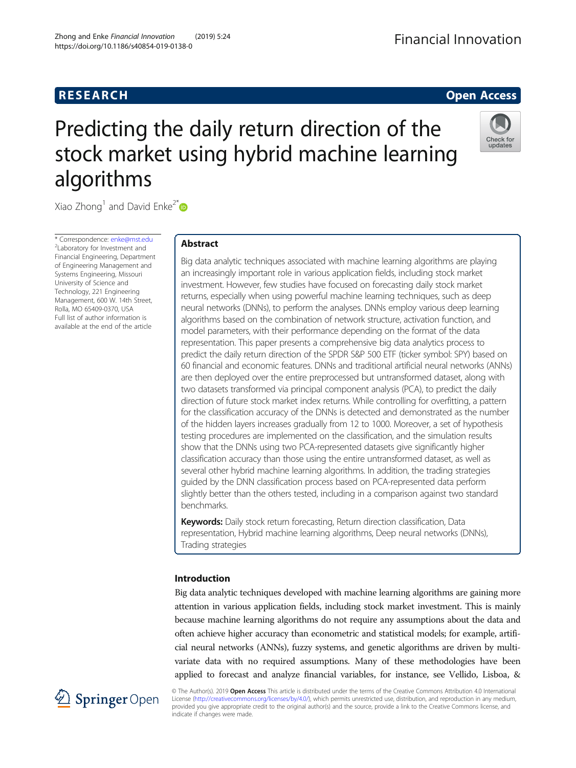**RESEARCH** **Open Access**

# Predicting the daily return direction of the stock market using hybrid machine learning algorithms

Xiao Zhong[1] and David Enke[2*]

\* Correspondence: enke@mst.edu
[2]Laboratory for Investment and Financial Engineering, Department of Engineering Management and Systems Engineering, Missouri University of Science and Technology, 221 Engineering Management, 600 W. 14th Street, Rolla, MO 65409-0370, USA
Full list of author information is available at the end of the article

## Abstract

Big data analytic techniques associated with machine learning algorithms are playing an increasingly important role in various application fields, including stock market investment. However, few studies have focused on forecasting daily stock market returns, especially when using powerful machine learning techniques, such as deep neural networks (DNNs), to perform the analyses. DNNs employ various deep learning algorithms based on the combination of network structure, activation function, and model parameters, with their performance depending on the format of the data representation. This paper presents a comprehensive big data analytics process to predict the daily return direction of the SPDR S&P 500 ETF (ticker symbol: SPY) based on 60 financial and economic features. DNNs and traditional artificial neural networks (ANNs) are then deployed over the entire preprocessed but untransformed dataset, along with two datasets transformed via principal component analysis (PCA), to predict the daily direction of future stock market index returns. While controlling for overfitting, a pattern for the classification accuracy of the DNNs is detected and demonstrated as the number of the hidden layers increases gradually from 12 to 1000. Moreover, a set of hypothesis testing procedures are implemented on the classification, and the simulation results show that the DNNs using two PCA-represented datasets give significantly higher classification accuracy than those using the entire untransformed dataset, as well as several other hybrid machine learning algorithms. In addition, the trading strategies guided by the DNN classification process based on PCA-represented data perform slightly better than the others tested, including in a comparison against two standard benchmarks.

**Keywords:** Daily stock return forecasting, Return direction classification, Data representation, Hybrid machine learning algorithms, Deep neural networks (DNNs), Trading strategies

## Introduction

Big data analytic techniques developed with machine learning algorithms are gaining more attention in various application fields, including stock market investment. This is mainly because machine learning algorithms do not require any assumptions about the data and often achieve higher accuracy than econometric and statistical models; for example, artificial neural networks (ANNs), fuzzy systems, and genetic algorithms are driven by multivariate data with no required assumptions. Many of these methodologies have been applied to forecast and analyze financial variables, for instance, see Vellido, Lisboa, &

© The Author(s). 2019 **Open Access** This article is distributed under the terms of the Creative Commons Attribution 4.0 International License (http://creativecommons.org/licenses/by/4.0/), which permits unrestricted use, distribution, and reproduction in any medium, provided you give appropriate credit to the original author(s) and the source, provide a link to the Creative Commons license, and indicate if changes were made.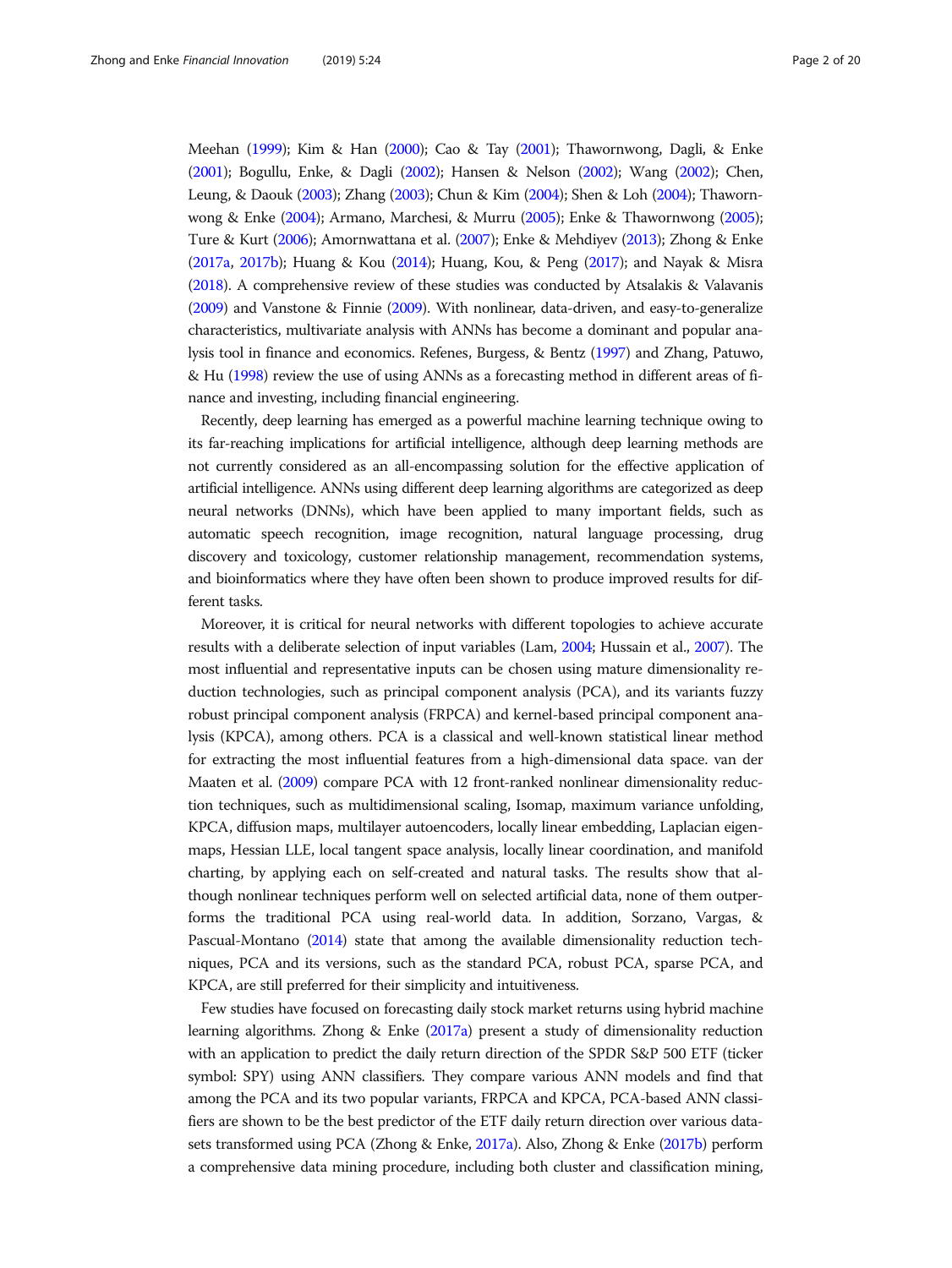Meehan (1999); Kim & Han (2000); Cao & Tay (2001); Thawornwong, Dagli, & Enke (2001); Bogullu, Enke, & Dagli (2002); Hansen & Nelson (2002); Wang (2002); Chen, Leung, & Daouk (2003); Zhang (2003); Chun & Kim (2004); Shen & Loh (2004); Thawornwong & Enke (2004); Armano, Marchesi, & Murru (2005); Enke & Thawornwong (2005); Ture & Kurt (2006); Amornwattana et al. (2007); Enke & Mehdiyev (2013); Zhong & Enke (2017a, 2017b); Huang & Kou (2014); Huang, Kou, & Peng (2017); and Nayak & Misra (2018). A comprehensive review of these studies was conducted by Atsalakis & Valavanis (2009) and Vanstone & Finnie (2009). With nonlinear, data-driven, and easy-to-generalize characteristics, multivariate analysis with ANNs has become a dominant and popular analysis tool in finance and economics. Refenes, Burgess, & Bentz (1997) and Zhang, Patuwo, & Hu (1998) review the use of using ANNs as a forecasting method in different areas of finance and investing, including financial engineering.

Recently, deep learning has emerged as a powerful machine learning technique owing to its far-reaching implications for artificial intelligence, although deep learning methods are not currently considered as an all-encompassing solution for the effective application of artificial intelligence. ANNs using different deep learning algorithms are categorized as deep neural networks (DNNs), which have been applied to many important fields, such as automatic speech recognition, image recognition, natural language processing, drug discovery and toxicology, customer relationship management, recommendation systems, and bioinformatics where they have often been shown to produce improved results for different tasks.

Moreover, it is critical for neural networks with different topologies to achieve accurate results with a deliberate selection of input variables (Lam, 2004; Hussain et al., 2007). The most influential and representative inputs can be chosen using mature dimensionality reduction technologies, such as principal component analysis (PCA), and its variants fuzzy robust principal component analysis (FRPCA) and kernel-based principal component analysis (KPCA), among others. PCA is a classical and well-known statistical linear method for extracting the most influential features from a high-dimensional data space. van der Maaten et al. (2009) compare PCA with 12 front-ranked nonlinear dimensionality reduction techniques, such as multidimensional scaling, Isomap, maximum variance unfolding, KPCA, diffusion maps, multilayer autoencoders, locally linear embedding, Laplacian eigenmaps, Hessian LLE, local tangent space analysis, locally linear coordination, and manifold charting, by applying each on self-created and natural tasks. The results show that although nonlinear techniques perform well on selected artificial data, none of them outperforms the traditional PCA using real-world data. In addition, Sorzano, Vargas, & Pascual-Montano (2014) state that among the available dimensionality reduction techniques, PCA and its versions, such as the standard PCA, robust PCA, sparse PCA, and KPCA, are still preferred for their simplicity and intuitiveness.

Few studies have focused on forecasting daily stock market returns using hybrid machine learning algorithms. Zhong & Enke (2017a) present a study of dimensionality reduction with an application to predict the daily return direction of the SPDR S&P 500 ETF (ticker symbol: SPY) using ANN classifiers. They compare various ANN models and find that among the PCA and its two popular variants, FRPCA and KPCA, PCA-based ANN classifiers are shown to be the best predictor of the ETF daily return direction over various datasets transformed using PCA (Zhong & Enke, 2017a). Also, Zhong & Enke (2017b) perform a comprehensive data mining procedure, including both cluster and classification mining,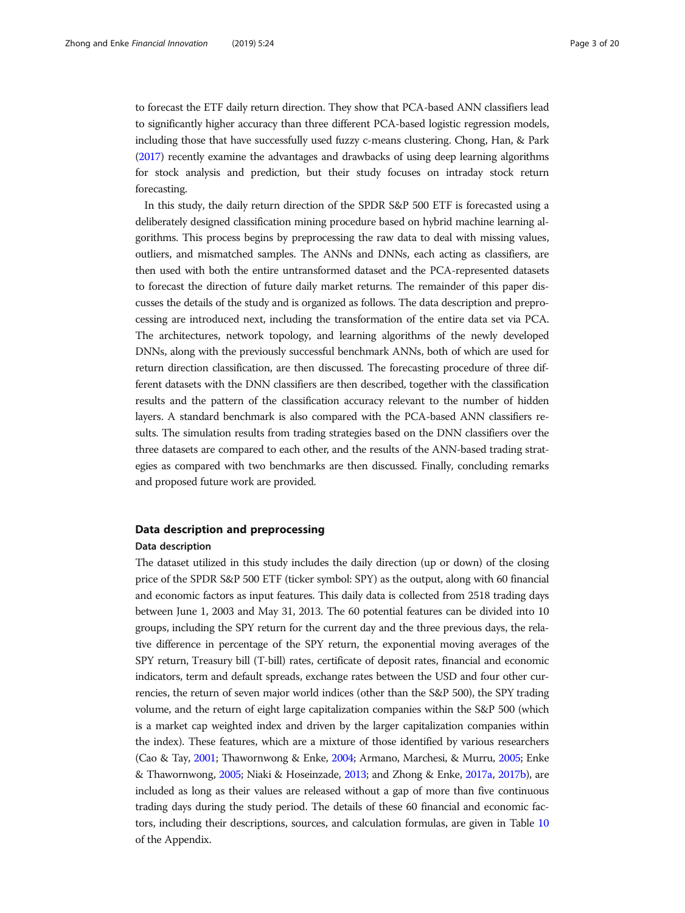to forecast the ETF daily return direction. They show that PCA-based ANN classifiers lead to significantly higher accuracy than three different PCA-based logistic regression models, including those that have successfully used fuzzy c-means clustering. Chong, Han, & Park (2017) recently examine the advantages and drawbacks of using deep learning algorithms for stock analysis and prediction, but their study focuses on intraday stock return forecasting.

In this study, the daily return direction of the SPDR S&P 500 ETF is forecasted using a deliberately designed classification mining procedure based on hybrid machine learning algorithms. This process begins by preprocessing the raw data to deal with missing values, outliers, and mismatched samples. The ANNs and DNNs, each acting as classifiers, are then used with both the entire untransformed dataset and the PCA-represented datasets to forecast the direction of future daily market returns. The remainder of this paper discusses the details of the study and is organized as follows. The data description and preprocessing are introduced next, including the transformation of the entire data set via PCA. The architectures, network topology, and learning algorithms of the newly developed DNNs, along with the previously successful benchmark ANNs, both of which are used for return direction classification, are then discussed. The forecasting procedure of three different datasets with the DNN classifiers are then described, together with the classification results and the pattern of the classification accuracy relevant to the number of hidden layers. A standard benchmark is also compared with the PCA-based ANN classifiers results. The simulation results from trading strategies based on the DNN classifiers over the three datasets are compared to each other, and the results of the ANN-based trading strategies as compared with two benchmarks are then discussed. Finally, concluding remarks and proposed future work are provided.

## Data description and preprocessing

### Data description

The dataset utilized in this study includes the daily direction (up or down) of the closing price of the SPDR S&P 500 ETF (ticker symbol: SPY) as the output, along with 60 financial and economic factors as input features. This daily data is collected from 2518 trading days between June 1, 2003 and May 31, 2013. The 60 potential features can be divided into 10 groups, including the SPY return for the current day and the three previous days, the relative difference in percentage of the SPY return, the exponential moving averages of the SPY return, Treasury bill (T-bill) rates, certificate of deposit rates, financial and economic indicators, term and default spreads, exchange rates between the USD and four other currencies, the return of seven major world indices (other than the S&P 500), the SPY trading volume, and the return of eight large capitalization companies within the S&P 500 (which is a market cap weighted index and driven by the larger capitalization companies within the index). These features, which are a mixture of those identified by various researchers (Cao & Tay, 2001; Thawornwong & Enke, 2004; Armano, Marchesi, & Murru, 2005; Enke & Thawornwong, 2005; Niaki & Hoseinzade, 2013; and Zhong & Enke, 2017a, 2017b), are included as long as their values are released without a gap of more than five continuous trading days during the study period. The details of these 60 financial and economic factors, including their descriptions, sources, and calculation formulas, are given in Table 10 of the Appendix.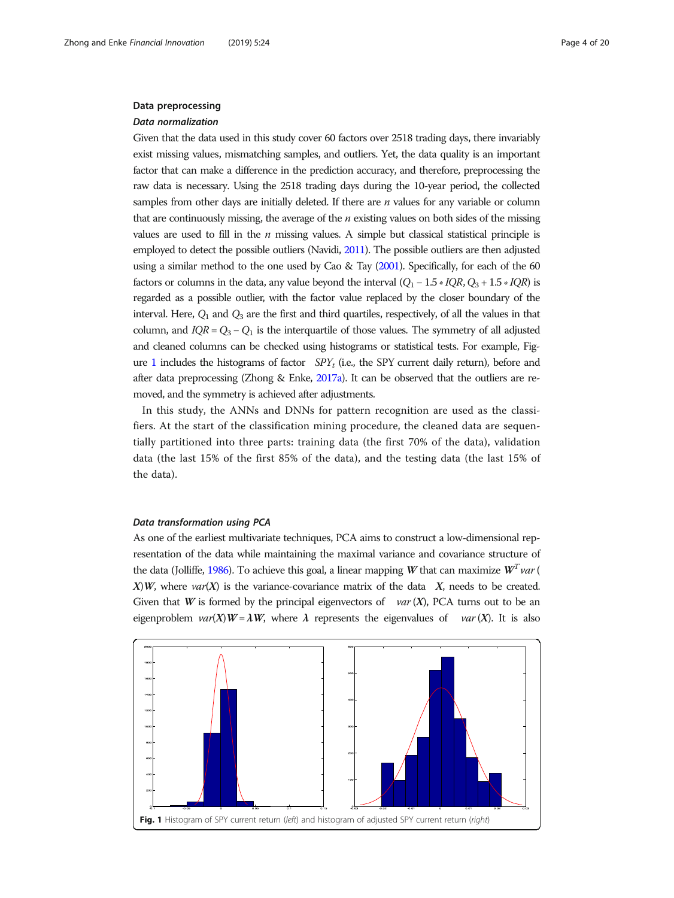## Data preprocessing

### *Data normalization*

Given that the data used in this study cover 60 factors over 2518 trading days, there invariably exist missing values, mismatching samples, and outliers. Yet, the data quality is an important factor that can make a difference in the prediction accuracy, and therefore, preprocessing the raw data is necessary. Using the 2518 trading days during the 10-year period, the collected samples from other days are initially deleted. If there are $n$ values for any variable or column that are continuously missing, the average of the $n$ existing values on both sides of the missing values are used to fill in the $n$ missing values. A simple but classical statistical principle is employed to detect the possible outliers (Navidi, 2011). The possible outliers are then adjusted using a similar method to the one used by Cao & Tay (2001). Specifically, for each of the 60 factors or columns in the data, any value beyond the interval $(Q_1 - 1.5 * IQR, Q_3 + 1.5 * IQR)$ is regarded as a possible outlier, with the factor value replaced by the closer boundary of the interval. Here, $Q_1$ and $Q_3$ are the first and third quartiles, respectively, of all the values in that column, and $IQR = Q_3 - Q_1$ is the interquartile of those values. The symmetry of all adjusted and cleaned columns can be checked using histograms or statistical tests. For example, Figure 1 includes the histograms of factor $SPY_t$ (i.e., the SPY current daily return), before and after data preprocessing (Zhong & Enke, 2017a). It can be observed that the outliers are removed, and the symmetry is achieved after adjustments.

In this study, the ANNs and DNNs for pattern recognition are used as the classifiers. At the start of the classification mining procedure, the cleaned data are sequentially partitioned into three parts: training data (the first 70% of the data), validation data (the last 15% of the first 85% of the data), and the testing data (the last 15% of the data).

### *Data transformation using PCA*

As one of the earliest multivariate techniques, PCA aims to construct a low-dimensional representation of the data while maintaining the maximal variance and covariance structure of the data (Jolliffe, 1986). To achieve this goal, a linear mapping $\boldsymbol{W}$ that can maximize $\boldsymbol{W}^T var(\boldsymbol{X})\boldsymbol{W}$, where $var(\boldsymbol{X})$ is the variance-covariance matrix of the data $\boldsymbol{X}$, needs to be created. Given that $\boldsymbol{W}$ is formed by the principal eigenvectors of $var(\boldsymbol{X})$, PCA turns out to be an eigenproblem $var(\boldsymbol{X})\boldsymbol{W} = \boldsymbol{\lambda}\boldsymbol{W}$, where $\boldsymbol{\lambda}$ represents the eigenvalues of $var(\boldsymbol{X})$. It is also

**Fig. 1** Histogram of SPY current return (*left*) and histogram of adjusted SPY current return (*right*)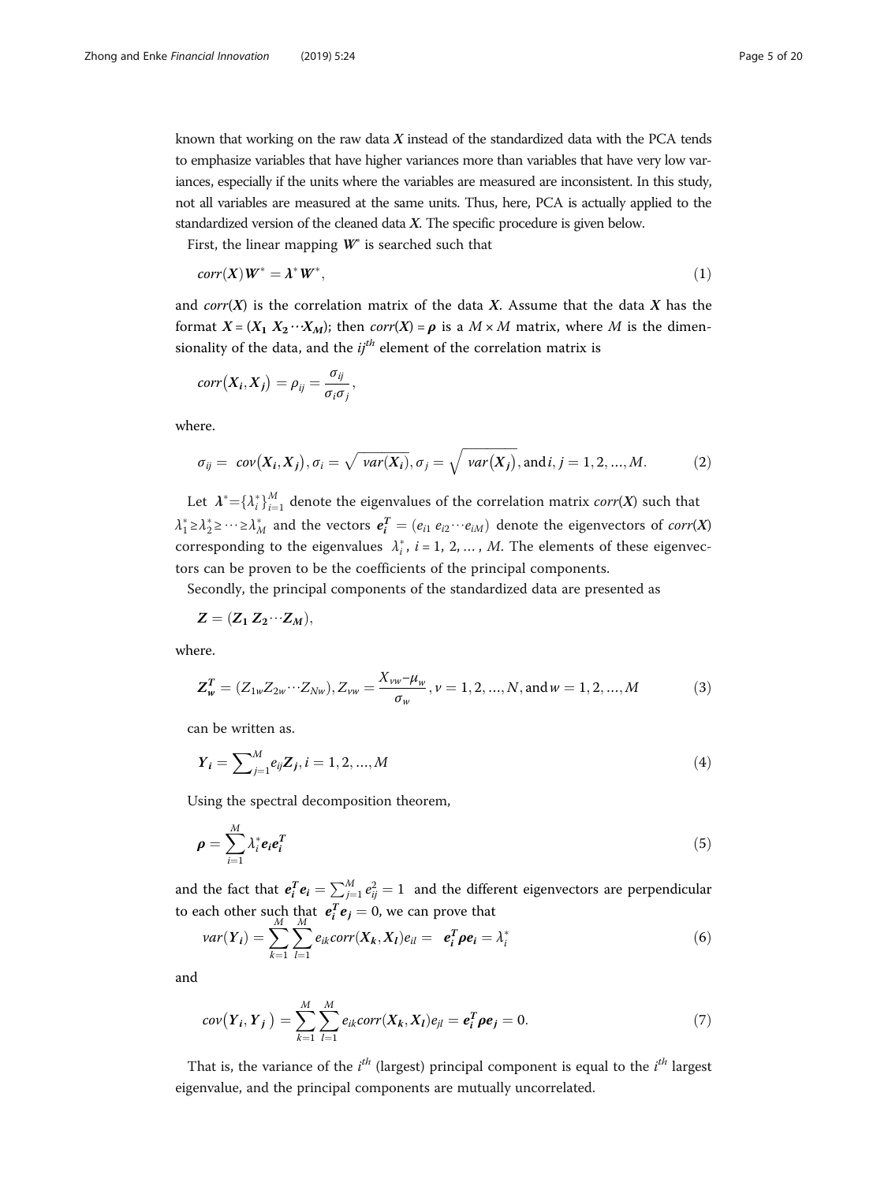known that working on the raw data $\boldsymbol{X}$ instead of the standardized data with the PCA tends to emphasize variables that have higher variances more than variables that have very low variances, especially if the units where the variables are measured are inconsistent. In this study, not all variables are measured at the same units. Thus, here, PCA is actually applied to the standardized version of the cleaned data $\boldsymbol{X}$. The specific procedure is given below.

First, the linear mapping $\boldsymbol{W}^*$ is searched such that

$$corr(\boldsymbol{X})\boldsymbol{W}^* = \boldsymbol{\lambda}^* \boldsymbol{W}^*, \tag{1}$$

and $corr(\boldsymbol{X})$ is the correlation matrix of the data $\boldsymbol{X}$. Assume that the data $\boldsymbol{X}$ has the format $\boldsymbol{X} = (\boldsymbol{X_1}\ \boldsymbol{X_2} \cdots \boldsymbol{X_M})$; then $corr(\boldsymbol{X}) = \boldsymbol{\rho}$ is a $M \times M$ matrix, where $M$ is the dimensionality of the data, and the $ij^{th}$ element of the correlation matrix is

$$corr(\boldsymbol{X_i}, \boldsymbol{X_j}) = \rho_{ij} = \frac{\sigma_{ij}}{\sigma_i \sigma_j},$$

where.

$$\sigma_{ij} = cov(\boldsymbol{X_i}, \boldsymbol{X_j}), \sigma_i = \sqrt{var(\boldsymbol{X_i})}, \sigma_j = \sqrt{var(\boldsymbol{X_j})}, \text{and}\, i, j = 1, 2, ..., M. \tag{2}$$

Let $\boldsymbol{\lambda}^* = \{\lambda_i^*\}_{i=1}^M$ denote the eigenvalues of the correlation matrix $corr(\boldsymbol{X})$ such that $\lambda_1^* \geq \lambda_2^* \geq \cdots \geq \lambda_M^*$ and the vectors $\boldsymbol{e_i^T} = (e_{i1}\ e_{i2} \cdots e_{iM})$ denote the eigenvectors of $corr(\boldsymbol{X})$ corresponding to the eigenvalues $\lambda_i^*$, $i = 1, 2, \ldots, M$. The elements of these eigenvectors can be proven to be the coefficients of the principal components.

Secondly, the principal components of the standardized data are presented as

$$\boldsymbol{Z} = (\boldsymbol{Z_1}\ \boldsymbol{Z_2} \cdots \boldsymbol{Z_M}),$$

where.

$$\boldsymbol{Z_w^T} = (Z_{1w} Z_{2w} \cdots Z_{Nw}), Z_{vw} = \frac{X_{vw} - \mu_w}{\sigma_w}, v = 1, 2, ..., N, \text{and}\, w = 1, 2, ..., M \tag{3}$$

can be written as.

$$\boldsymbol{Y_i} = \sum\nolimits_{j=1}^{M} e_{ij} \boldsymbol{Z_j}, i = 1, 2, ..., M \tag{4}$$

Using the spectral decomposition theorem,

$$\boldsymbol{\rho} = \sum_{i=1}^{M} \lambda_i^* \boldsymbol{e_i} \boldsymbol{e_i^T} \tag{5}$$

and the fact that $\boldsymbol{e_i^T}\boldsymbol{e_i} = \sum_{j=1}^{M} e_{ij}^2 = 1$ and the different eigenvectors are perpendicular to each other such that $\boldsymbol{e_i^T}\boldsymbol{e_j} = 0$, we can prove that

$$var(\boldsymbol{Y_i}) = \sum_{k=1}^{M} \sum_{l=1}^{M} e_{ik} corr(\boldsymbol{X_k}, \boldsymbol{X_l}) e_{il} = \boldsymbol{e_i^T} \boldsymbol{\rho} \boldsymbol{e_i} = \lambda_i^* \tag{6}$$

and

$$cov(\boldsymbol{Y_i}, \boldsymbol{Y_j}) = \sum_{k=1}^{M} \sum_{l=1}^{M} e_{ik} corr(\boldsymbol{X_k}, \boldsymbol{X_l}) e_{jl} = \boldsymbol{e_i^T} \boldsymbol{\rho} \boldsymbol{e_j} = 0. \tag{7}$$

That is, the variance of the $i^{th}$ (largest) principal component is equal to the $i^{th}$ largest eigenvalue, and the principal components are mutually uncorrelated.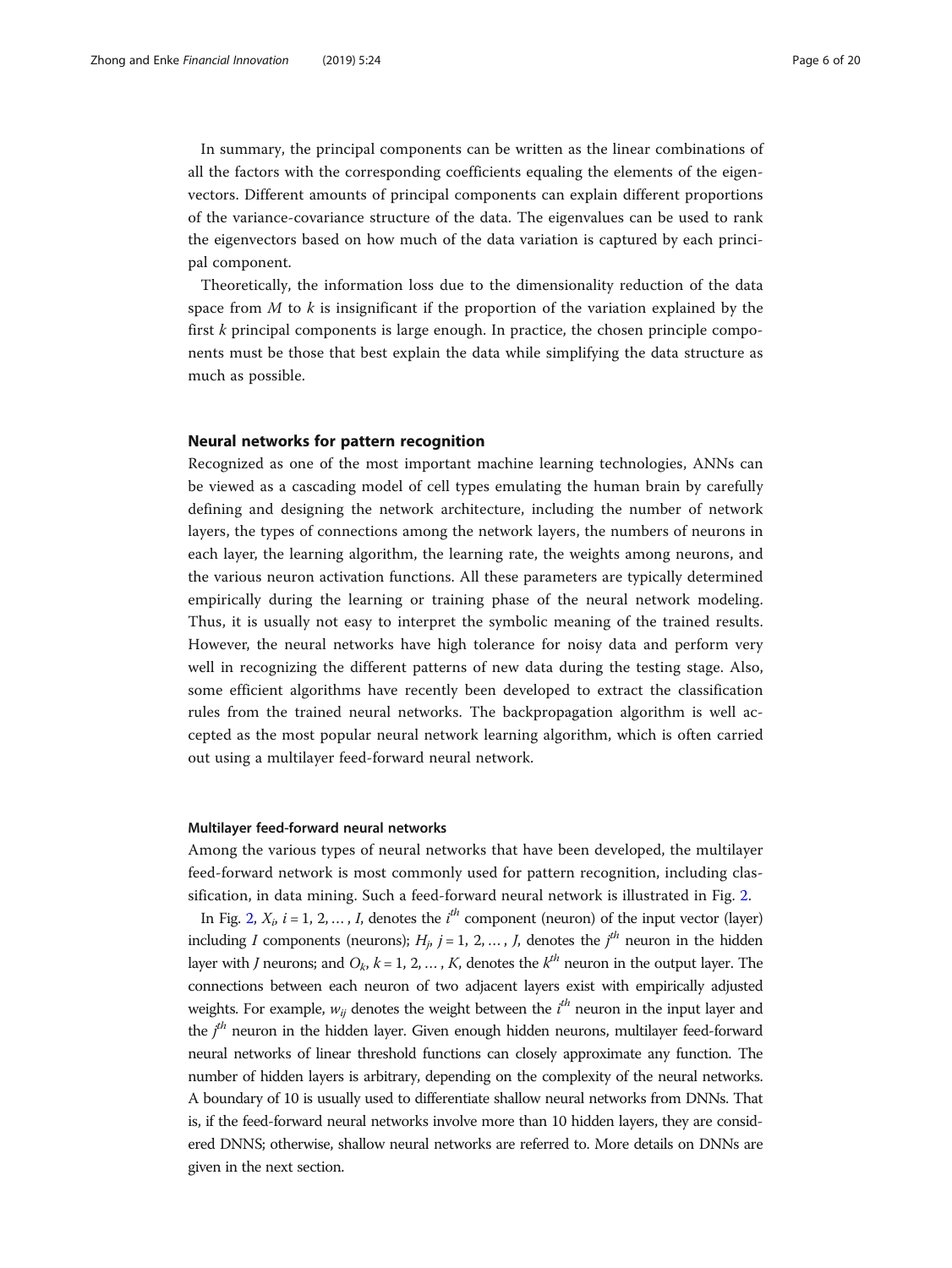In summary, the principal components can be written as the linear combinations of all the factors with the corresponding coefficients equaling the elements of the eigenvectors. Different amounts of principal components can explain different proportions of the variance-covariance structure of the data. The eigenvalues can be used to rank the eigenvectors based on how much of the data variation is captured by each principal component.

Theoretically, the information loss due to the dimensionality reduction of the data space from $M$ to $k$ is insignificant if the proportion of the variation explained by the first $k$ principal components is large enough. In practice, the chosen principle components must be those that best explain the data while simplifying the data structure as much as possible.

## Neural networks for pattern recognition

Recognized as one of the most important machine learning technologies, ANNs can be viewed as a cascading model of cell types emulating the human brain by carefully defining and designing the network architecture, including the number of network layers, the types of connections among the network layers, the numbers of neurons in each layer, the learning algorithm, the learning rate, the weights among neurons, and the various neuron activation functions. All these parameters are typically determined empirically during the learning or training phase of the neural network modeling. Thus, it is usually not easy to interpret the symbolic meaning of the trained results. However, the neural networks have high tolerance for noisy data and perform very well in recognizing the different patterns of new data during the testing stage. Also, some efficient algorithms have recently been developed to extract the classification rules from the trained neural networks. The backpropagation algorithm is well accepted as the most popular neural network learning algorithm, which is often carried out using a multilayer feed-forward neural network.

### Multilayer feed-forward neural networks

Among the various types of neural networks that have been developed, the multilayer feed-forward network is most commonly used for pattern recognition, including classification, in data mining. Such a feed-forward neural network is illustrated in Fig. 2.

In Fig. 2, $X_i$, $i = 1, 2, \ldots, I$, denotes the $i^{th}$ component (neuron) of the input vector (layer) including $I$ components (neurons); $H_j$, $j = 1, 2, \ldots, J$, denotes the $j^{th}$ neuron in the hidden layer with $J$ neurons; and $O_k$, $k = 1, 2, \ldots, K$, denotes the $k^{th}$ neuron in the output layer. The connections between each neuron of two adjacent layers exist with empirically adjusted weights. For example, $w_{ij}$ denotes the weight between the $i^{th}$ neuron in the input layer and the $j^{th}$ neuron in the hidden layer. Given enough hidden neurons, multilayer feed-forward neural networks of linear threshold functions can closely approximate any function. The number of hidden layers is arbitrary, depending on the complexity of the neural networks. A boundary of 10 is usually used to differentiate shallow neural networks from DNNs. That is, if the feed-forward neural networks involve more than 10 hidden layers, they are considered DNNS; otherwise, shallow neural networks are referred to. More details on DNNs are given in the next section.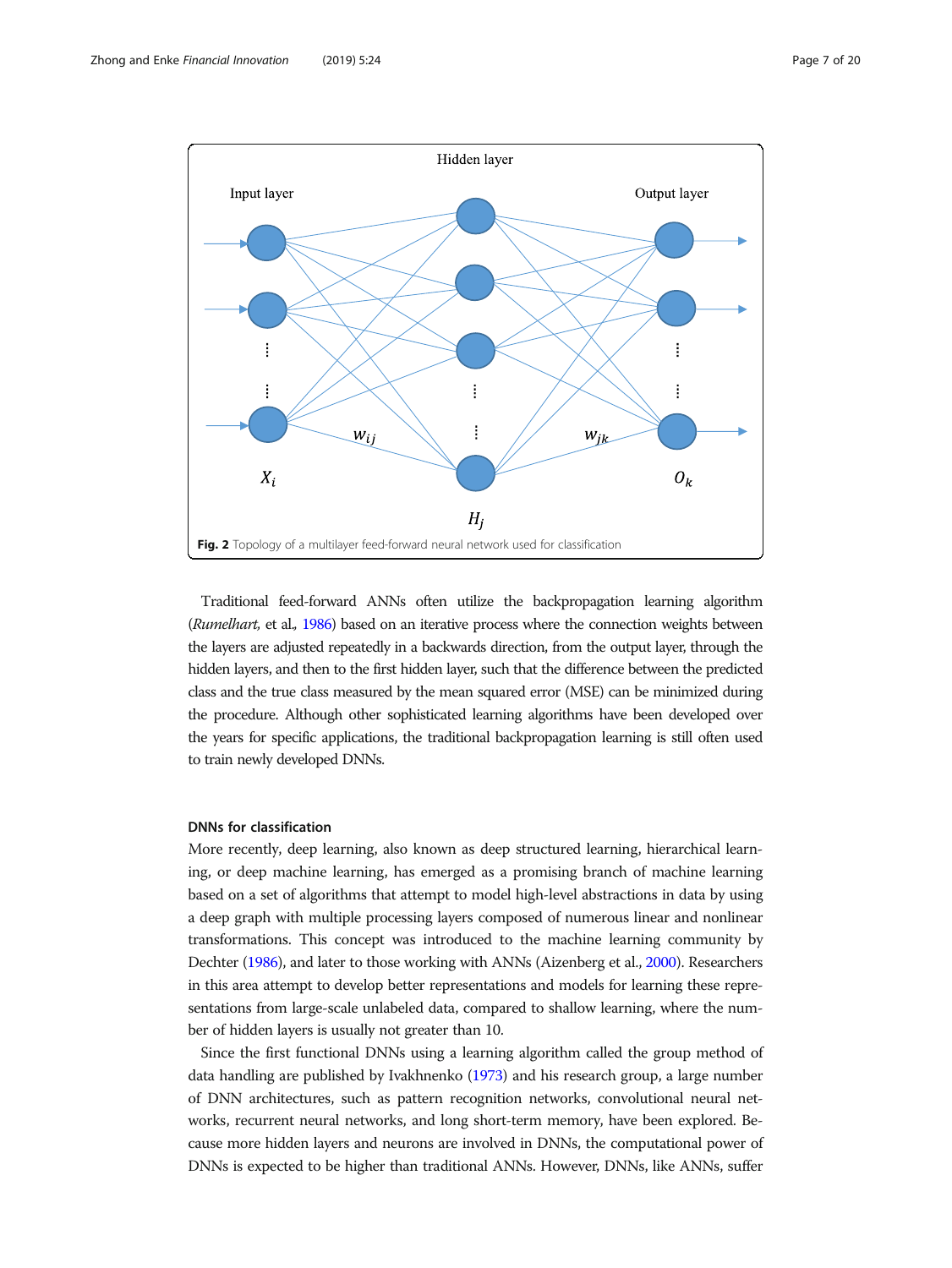**Fig. 2** Topology of a multilayer feed-forward neural network used for classification

Traditional feed-forward ANNs often utilize the backpropagation learning algorithm (*Rumelhart,* et al., 1986) based on an iterative process where the connection weights between the layers are adjusted repeatedly in a backwards direction, from the output layer, through the hidden layers, and then to the first hidden layer, such that the difference between the predicted class and the true class measured by the mean squared error (MSE) can be minimized during the procedure. Although other sophisticated learning algorithms have been developed over the years for specific applications, the traditional backpropagation learning is still often used to train newly developed DNNs.

### DNNs for classification

More recently, deep learning, also known as deep structured learning, hierarchical learning, or deep machine learning, has emerged as a promising branch of machine learning based on a set of algorithms that attempt to model high-level abstractions in data by using a deep graph with multiple processing layers composed of numerous linear and nonlinear transformations. This concept was introduced to the machine learning community by Dechter (1986), and later to those working with ANNs (Aizenberg et al., 2000). Researchers in this area attempt to develop better representations and models for learning these representations from large-scale unlabeled data, compared to shallow learning, where the number of hidden layers is usually not greater than 10.

Since the first functional DNNs using a learning algorithm called the group method of data handling are published by Ivakhnenko (1973) and his research group, a large number of DNN architectures, such as pattern recognition networks, convolutional neural networks, recurrent neural networks, and long short-term memory, have been explored. Because more hidden layers and neurons are involved in DNNs, the computational power of DNNs is expected to be higher than traditional ANNs. However, DNNs, like ANNs, suffer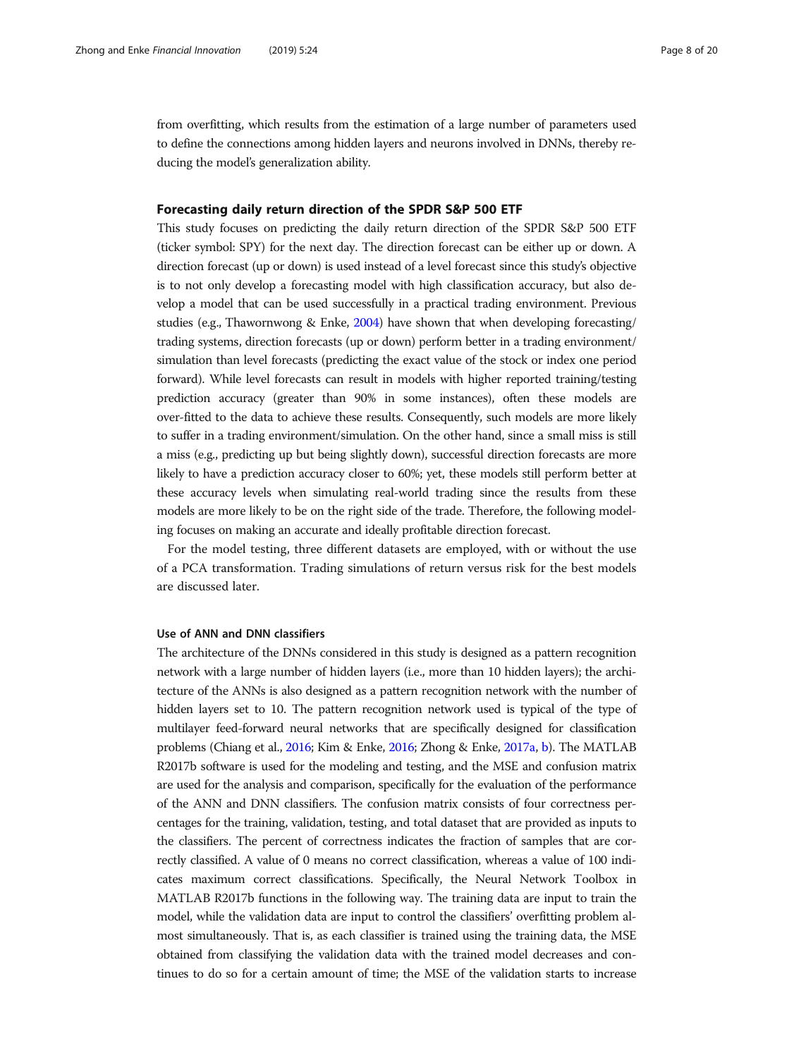from overfitting, which results from the estimation of a large number of parameters used to define the connections among hidden layers and neurons involved in DNNs, thereby reducing the model's generalization ability.

### Forecasting daily return direction of the SPDR S&P 500 ETF

This study focuses on predicting the daily return direction of the SPDR S&P 500 ETF (ticker symbol: SPY) for the next day. The direction forecast can be either up or down. A direction forecast (up or down) is used instead of a level forecast since this study's objective is to not only develop a forecasting model with high classification accuracy, but also develop a model that can be used successfully in a practical trading environment. Previous studies (e.g., Thawornwong & Enke, 2004) have shown that when developing forecasting/trading systems, direction forecasts (up or down) perform better in a trading environment/simulation than level forecasts (predicting the exact value of the stock or index one period forward). While level forecasts can result in models with higher reported training/testing prediction accuracy (greater than 90% in some instances), often these models are over-fitted to the data to achieve these results. Consequently, such models are more likely to suffer in a trading environment/simulation. On the other hand, since a small miss is still a miss (e.g., predicting up but being slightly down), successful direction forecasts are more likely to have a prediction accuracy closer to 60%; yet, these models still perform better at these accuracy levels when simulating real-world trading since the results from these models are more likely to be on the right side of the trade. Therefore, the following modeling focuses on making an accurate and ideally profitable direction forecast.

For the model testing, three different datasets are employed, with or without the use of a PCA transformation. Trading simulations of return versus risk for the best models are discussed later.

#### Use of ANN and DNN classifiers

The architecture of the DNNs considered in this study is designed as a pattern recognition network with a large number of hidden layers (i.e., more than 10 hidden layers); the architecture of the ANNs is also designed as a pattern recognition network with the number of hidden layers set to 10. The pattern recognition network used is typical of the type of multilayer feed-forward neural networks that are specifically designed for classification problems (Chiang et al., 2016; Kim & Enke, 2016; Zhong & Enke, 2017a, b). The MATLAB R2017b software is used for the modeling and testing, and the MSE and confusion matrix are used for the analysis and comparison, specifically for the evaluation of the performance of the ANN and DNN classifiers. The confusion matrix consists of four correctness percentages for the training, validation, testing, and total dataset that are provided as inputs to the classifiers. The percent of correctness indicates the fraction of samples that are correctly classified. A value of 0 means no correct classification, whereas a value of 100 indicates maximum correct classifications. Specifically, the Neural Network Toolbox in MATLAB R2017b functions in the following way. The training data are input to train the model, while the validation data are input to control the classifiers' overfitting problem almost simultaneously. That is, as each classifier is trained using the training data, the MSE obtained from classifying the validation data with the trained model decreases and continues to do so for a certain amount of time; the MSE of the validation starts to increase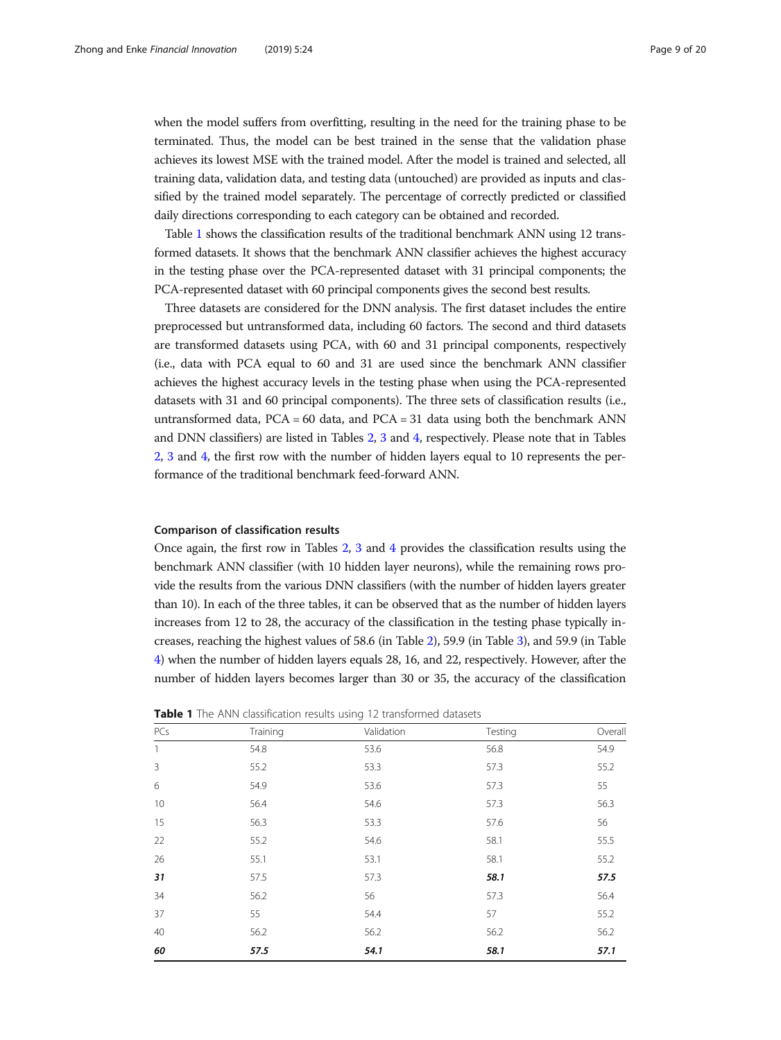when the model suffers from overfitting, resulting in the need for the training phase to be terminated. Thus, the model can be best trained in the sense that the validation phase achieves its lowest MSE with the trained model. After the model is trained and selected, all training data, validation data, and testing data (untouched) are provided as inputs and classified by the trained model separately. The percentage of correctly predicted or classified daily directions corresponding to each category can be obtained and recorded.

Table 1 shows the classification results of the traditional benchmark ANN using 12 transformed datasets. It shows that the benchmark ANN classifier achieves the highest accuracy in the testing phase over the PCA-represented dataset with 31 principal components; the PCA-represented dataset with 60 principal components gives the second best results.

Three datasets are considered for the DNN analysis. The first dataset includes the entire preprocessed but untransformed data, including 60 factors. The second and third datasets are transformed datasets using PCA, with 60 and 31 principal components, respectively (i.e., data with PCA equal to 60 and 31 are used since the benchmark ANN classifier achieves the highest accuracy levels in the testing phase when using the PCA-represented datasets with 31 and 60 principal components). The three sets of classification results (i.e., untransformed data, PCA = 60 data, and PCA = 31 data using both the benchmark ANN and DNN classifiers) are listed in Tables 2, 3 and 4, respectively. Please note that in Tables 2, 3 and 4, the first row with the number of hidden layers equal to 10 represents the performance of the traditional benchmark feed-forward ANN.

### Comparison of classification results

Once again, the first row in Tables 2, 3 and 4 provides the classification results using the benchmark ANN classifier (with 10 hidden layer neurons), while the remaining rows provide the results from the various DNN classifiers (with the number of hidden layers greater than 10). In each of the three tables, it can be observed that as the number of hidden layers increases from 12 to 28, the accuracy of the classification in the testing phase typically increases, reaching the highest values of 58.6 (in Table 2), 59.9 (in Table 3), and 59.9 (in Table 4) when the number of hidden layers equals 28, 16, and 22, respectively. However, after the number of hidden layers becomes larger than 30 or 35, the accuracy of the classification

**Table 1** The ANN classification results using 12 transformed datasets

| PCs | Training | Validation | Testing | Overall |
|---|---|---|---|---|
| 1 | 54.8 | 53.6 | 56.8 | 54.9 |
| 3 | 55.2 | 53.3 | 57.3 | 55.2 |
| 6 | 54.9 | 53.6 | 57.3 | 55 |
| 10 | 56.4 | 54.6 | 57.3 | 56.3 |
| 15 | 56.3 | 53.3 | 57.6 | 56 |
| 22 | 55.2 | 54.6 | 58.1 | 55.5 |
| 26 | 55.1 | 53.1 | 58.1 | 55.2 |
| ***31*** | 57.5 | 57.3 | ***58.1*** | ***57.5*** |
| 34 | 56.2 | 56 | 57.3 | 56.4 |
| 37 | 55 | 54.4 | 57 | 55.2 |
| 40 | 56.2 | 56.2 | 56.2 | 56.2 |
| ***60*** | ***57.5*** | ***54.1*** | ***58.1*** | ***57.1*** |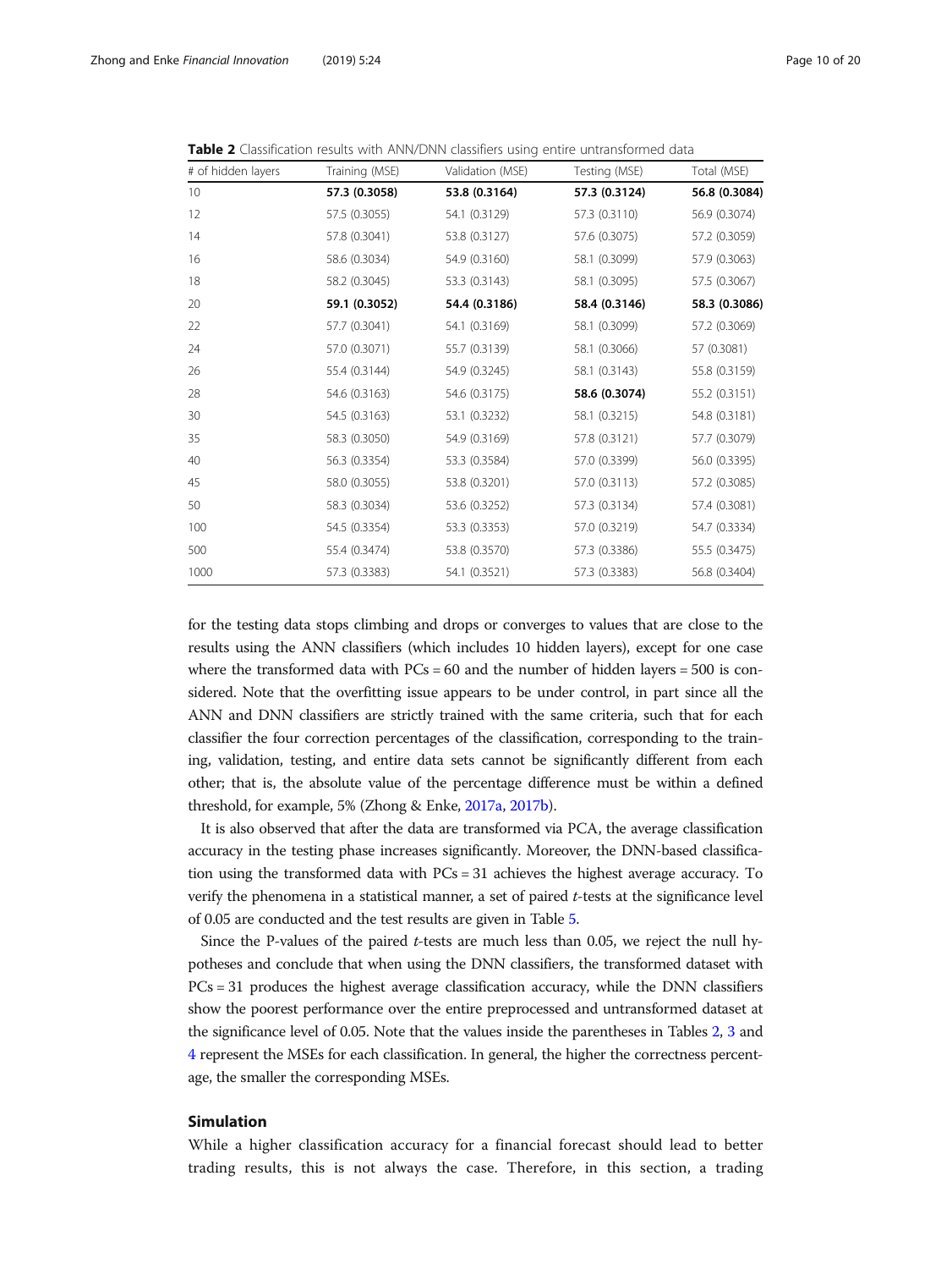**Table 2** Classification results with ANN/DNN classifiers using entire untransformed data

| # of hidden layers | Training (MSE) | Validation (MSE) | Testing (MSE) | Total (MSE) |
|---|---|---|---|---|
| 10 | **57.3 (0.3058)** | **53.8 (0.3164)** | **57.3 (0.3124)** | **56.8 (0.3084)** |
| 12 | 57.5 (0.3055) | 54.1 (0.3129) | 57.3 (0.3110) | 56.9 (0.3074) |
| 14 | 57.8 (0.3041) | 53.8 (0.3127) | 57.6 (0.3075) | 57.2 (0.3059) |
| 16 | 58.6 (0.3034) | 54.9 (0.3160) | 58.1 (0.3099) | 57.9 (0.3063) |
| 18 | 58.2 (0.3045) | 53.3 (0.3143) | 58.1 (0.3095) | 57.5 (0.3067) |
| 20 | **59.1 (0.3052)** | **54.4 (0.3186)** | **58.4 (0.3146)** | **58.3 (0.3086)** |
| 22 | 57.7 (0.3041) | 54.1 (0.3169) | 58.1 (0.3099) | 57.2 (0.3069) |
| 24 | 57.0 (0.3071) | 55.7 (0.3139) | 58.1 (0.3066) | 57 (0.3081) |
| 26 | 55.4 (0.3144) | 54.9 (0.3245) | 58.1 (0.3143) | 55.8 (0.3159) |
| 28 | 54.6 (0.3163) | 54.6 (0.3175) | **58.6 (0.3074)** | 55.2 (0.3151) |
| 30 | 54.5 (0.3163) | 53.1 (0.3232) | 58.1 (0.3215) | 54.8 (0.3181) |
| 35 | 58.3 (0.3050) | 54.9 (0.3169) | 57.8 (0.3121) | 57.7 (0.3079) |
| 40 | 56.3 (0.3354) | 53.3 (0.3584) | 57.0 (0.3399) | 56.0 (0.3395) |
| 45 | 58.0 (0.3055) | 53.8 (0.3201) | 57.0 (0.3113) | 57.2 (0.3085) |
| 50 | 58.3 (0.3034) | 53.6 (0.3252) | 57.3 (0.3134) | 57.4 (0.3081) |
| 100 | 54.5 (0.3354) | 53.3 (0.3353) | 57.0 (0.3219) | 54.7 (0.3334) |
| 500 | 55.4 (0.3474) | 53.8 (0.3570) | 57.3 (0.3386) | 55.5 (0.3475) |
| 1000 | 57.3 (0.3383) | 54.1 (0.3521) | 57.3 (0.3383) | 56.8 (0.3404) |

for the testing data stops climbing and drops or converges to values that are close to the results using the ANN classifiers (which includes 10 hidden layers), except for one case where the transformed data with PCs = 60 and the number of hidden layers = 500 is considered. Note that the overfitting issue appears to be under control, in part since all the ANN and DNN classifiers are strictly trained with the same criteria, such that for each classifier the four correction percentages of the classification, corresponding to the training, validation, testing, and entire data sets cannot be significantly different from each other; that is, the absolute value of the percentage difference must be within a defined threshold, for example, 5% (Zhong & Enke, 2017a, 2017b).

It is also observed that after the data are transformed via PCA, the average classification accuracy in the testing phase increases significantly. Moreover, the DNN-based classification using the transformed data with PCs = 31 achieves the highest average accuracy. To verify the phenomena in a statistical manner, a set of paired *t*-tests at the significance level of 0.05 are conducted and the test results are given in Table 5.

Since the P-values of the paired *t*-tests are much less than 0.05, we reject the null hypotheses and conclude that when using the DNN classifiers, the transformed dataset with PCs = 31 produces the highest average classification accuracy, while the DNN classifiers show the poorest performance over the entire preprocessed and untransformed dataset at the significance level of 0.05. Note that the values inside the parentheses in Tables 2, 3 and 4 represent the MSEs for each classification. In general, the higher the correctness percentage, the smaller the corresponding MSEs.

## Simulation

While a higher classification accuracy for a financial forecast should lead to better trading results, this is not always the case. Therefore, in this section, a trading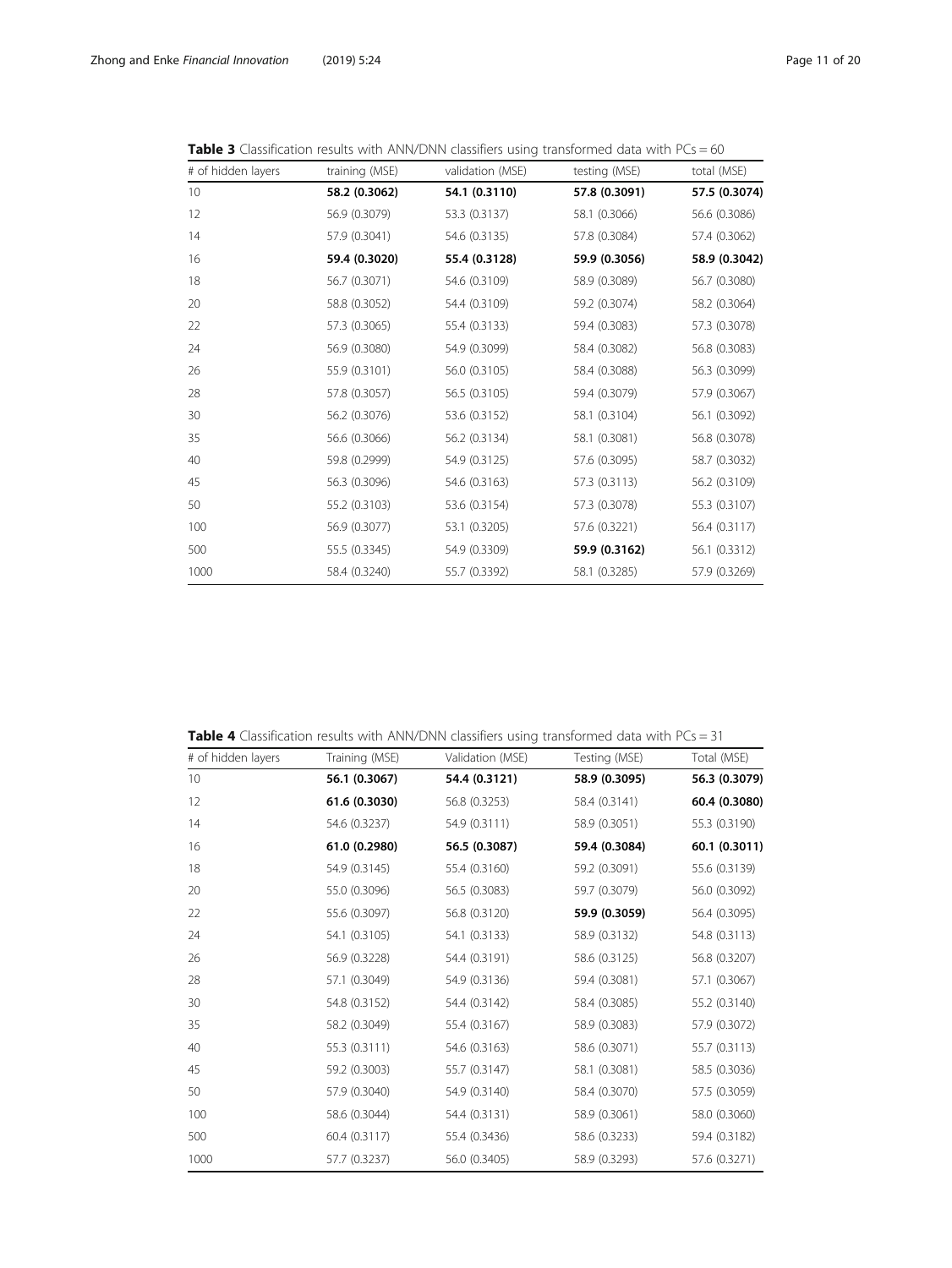**Table 3** Classification results with ANN/DNN classifiers using transformed data with PCs = 60

| # of hidden layers | training (MSE) | validation (MSE) | testing (MSE) | total (MSE) |
|---|---|---|---|---|
| 10 | **58.2 (0.3062)** | **54.1 (0.3110)** | **57.8 (0.3091)** | **57.5 (0.3074)** |
| 12 | 56.9 (0.3079) | 53.3 (0.3137) | 58.1 (0.3066) | 56.6 (0.3086) |
| 14 | 57.9 (0.3041) | 54.6 (0.3135) | 57.8 (0.3084) | 57.4 (0.3062) |
| 16 | **59.4 (0.3020)** | **55.4 (0.3128)** | **59.9 (0.3056)** | **58.9 (0.3042)** |
| 18 | 56.7 (0.3071) | 54.6 (0.3109) | 58.9 (0.3089) | 56.7 (0.3080) |
| 20 | 58.8 (0.3052) | 54.4 (0.3109) | 59.2 (0.3074) | 58.2 (0.3064) |
| 22 | 57.3 (0.3065) | 55.4 (0.3133) | 59.4 (0.3083) | 57.3 (0.3078) |
| 24 | 56.9 (0.3080) | 54.9 (0.3099) | 58.4 (0.3082) | 56.8 (0.3083) |
| 26 | 55.9 (0.3101) | 56.0 (0.3105) | 58.4 (0.3088) | 56.3 (0.3099) |
| 28 | 57.8 (0.3057) | 56.5 (0.3105) | 59.4 (0.3079) | 57.9 (0.3067) |
| 30 | 56.2 (0.3076) | 53.6 (0.3152) | 58.1 (0.3104) | 56.1 (0.3092) |
| 35 | 56.6 (0.3066) | 56.2 (0.3134) | 58.1 (0.3081) | 56.8 (0.3078) |
| 40 | 59.8 (0.2999) | 54.9 (0.3125) | 57.6 (0.3095) | 58.7 (0.3032) |
| 45 | 56.3 (0.3096) | 54.6 (0.3163) | 57.3 (0.3113) | 56.2 (0.3109) |
| 50 | 55.2 (0.3103) | 53.6 (0.3154) | 57.3 (0.3078) | 55.3 (0.3107) |
| 100 | 56.9 (0.3077) | 53.1 (0.3205) | 57.6 (0.3221) | 56.4 (0.3117) |
| 500 | 55.5 (0.3345) | 54.9 (0.3309) | **59.9 (0.3162)** | 56.1 (0.3312) |
| 1000 | 58.4 (0.3240) | 55.7 (0.3392) | 58.1 (0.3285) | 57.9 (0.3269) |

**Table 4** Classification results with ANN/DNN classifiers using transformed data with PCs = 31

| # of hidden layers | Training (MSE) | Validation (MSE) | Testing (MSE) | Total (MSE) |
|---|---|---|---|---|
| 10 | **56.1 (0.3067)** | **54.4 (0.3121)** | **58.9 (0.3095)** | **56.3 (0.3079)** |
| 12 | **61.6 (0.3030)** | 56.8 (0.3253) | 58.4 (0.3141) | **60.4 (0.3080)** |
| 14 | 54.6 (0.3237) | 54.9 (0.3111) | 58.9 (0.3051) | 55.3 (0.3190) |
| 16 | **61.0 (0.2980)** | **56.5 (0.3087)** | **59.4 (0.3084)** | **60.1 (0.3011)** |
| 18 | 54.9 (0.3145) | 55.4 (0.3160) | 59.2 (0.3091) | 55.6 (0.3139) |
| 20 | 55.0 (0.3096) | 56.5 (0.3083) | 59.7 (0.3079) | 56.0 (0.3092) |
| 22 | 55.6 (0.3097) | 56.8 (0.3120) | **59.9 (0.3059)** | 56.4 (0.3095) |
| 24 | 54.1 (0.3105) | 54.1 (0.3133) | 58.9 (0.3132) | 54.8 (0.3113) |
| 26 | 56.9 (0.3228) | 54.4 (0.3191) | 58.6 (0.3125) | 56.8 (0.3207) |
| 28 | 57.1 (0.3049) | 54.9 (0.3136) | 59.4 (0.3081) | 57.1 (0.3067) |
| 30 | 54.8 (0.3152) | 54.4 (0.3142) | 58.4 (0.3085) | 55.2 (0.3140) |
| 35 | 58.2 (0.3049) | 55.4 (0.3167) | 58.9 (0.3083) | 57.9 (0.3072) |
| 40 | 55.3 (0.3111) | 54.6 (0.3163) | 58.6 (0.3071) | 55.7 (0.3113) |
| 45 | 59.2 (0.3003) | 55.7 (0.3147) | 58.1 (0.3081) | 58.5 (0.3036) |
| 50 | 57.9 (0.3040) | 54.9 (0.3140) | 58.4 (0.3070) | 57.5 (0.3059) |
| 100 | 58.6 (0.3044) | 54.4 (0.3131) | 58.9 (0.3061) | 58.0 (0.3060) |
| 500 | 60.4 (0.3117) | 55.4 (0.3436) | 58.6 (0.3233) | 59.4 (0.3182) |
| 1000 | 57.7 (0.3237) | 56.0 (0.3405) | 58.9 (0.3293) | 57.6 (0.3271) |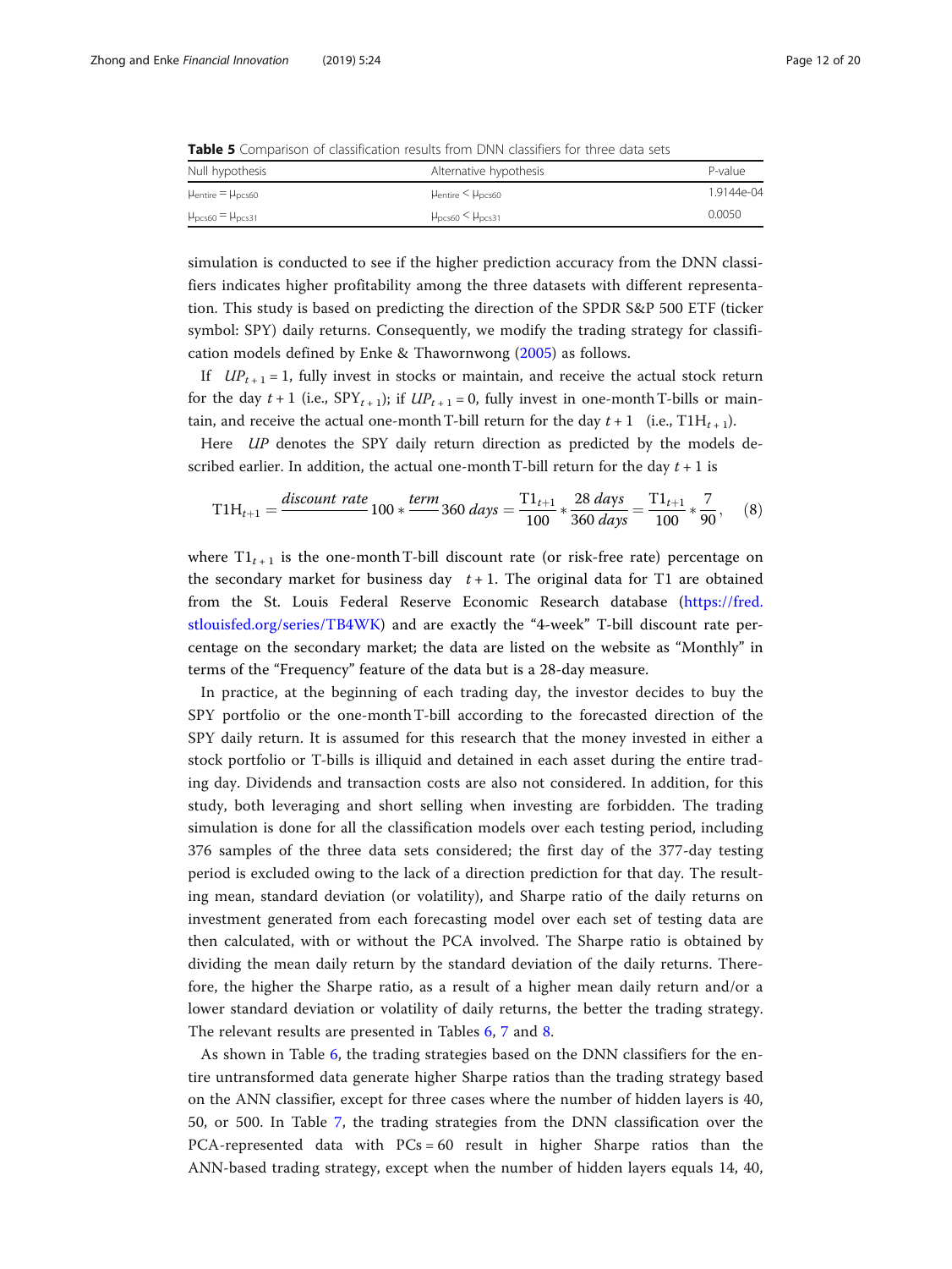**Table 5** Comparison of classification results from DNN classifiers for three data sets

| Null hypothesis | Alternative hypothesis | P-value |
| --- | --- | --- |
| $\mu_{entire} = \mu_{pcs60}$ | $\mu_{entire} < \mu_{pcs60}$ | 1.9144e-04 |
| $\mu_{pcs60} = \mu_{pcs31}$ | $\mu_{pcs60} < \mu_{pcs31}$ | 0.0050 |

simulation is conducted to see if the higher prediction accuracy from the DNN classifiers indicates higher profitability among the three datasets with different representation. This study is based on predicting the direction of the SPDR S&P 500 ETF (ticker symbol: SPY) daily returns. Consequently, we modify the trading strategy for classification models defined by Enke & Thawornwong (2005) as follows.

If $UP_{t+1} = 1$, fully invest in stocks or maintain, and receive the actual stock return for the day $t + 1$ (i.e., $\text{SPY}_{t+1}$); if $UP_{t+1} = 0$, fully invest in one-month T-bills or maintain, and receive the actual one-month T-bill return for the day $t + 1$ (i.e., $\text{T1H}_{t+1}$).

Here $UP$ denotes the SPY daily return direction as predicted by the models described earlier. In addition, the actual one-month T-bill return for the day $t + 1$ is

$$\text{T1H}_{t+1} = \frac{discount\ rate}{}100 * \frac{term}{}360\ days = \frac{\text{T1}_{t+1}}{100} * \frac{28\ days}{360\ days} = \frac{\text{T1}_{t+1}}{100} * \frac{7}{90}, \quad (8)$$

where $\text{T1}_{t+1}$ is the one-month T-bill discount rate (or risk-free rate) percentage on the secondary market for business day $t + 1$. The original data for T1 are obtained from the St. Louis Federal Reserve Economic Research database (https://fred.stlouisfed.org/series/TB4WK) and are exactly the "4-week" T-bill discount rate percentage on the secondary market; the data are listed on the website as "Monthly" in terms of the "Frequency" feature of the data but is a 28-day measure.

In practice, at the beginning of each trading day, the investor decides to buy the SPY portfolio or the one-month T-bill according to the forecasted direction of the SPY daily return. It is assumed for this research that the money invested in either a stock portfolio or T-bills is illiquid and detained in each asset during the entire trading day. Dividends and transaction costs are also not considered. In addition, for this study, both leveraging and short selling when investing are forbidden. The trading simulation is done for all the classification models over each testing period, including 376 samples of the three data sets considered; the first day of the 377-day testing period is excluded owing to the lack of a direction prediction for that day. The resulting mean, standard deviation (or volatility), and Sharpe ratio of the daily returns on investment generated from each forecasting model over each set of testing data are then calculated, with or without the PCA involved. The Sharpe ratio is obtained by dividing the mean daily return by the standard deviation of the daily returns. Therefore, the higher the Sharpe ratio, as a result of a higher mean daily return and/or a lower standard deviation or volatility of daily returns, the better the trading strategy. The relevant results are presented in Tables 6, 7 and 8.

As shown in Table 6, the trading strategies based on the DNN classifiers for the entire untransformed data generate higher Sharpe ratios than the trading strategy based on the ANN classifier, except for three cases where the number of hidden layers is 40, 50, or 500. In Table 7, the trading strategies from the DNN classification over the PCA-represented data with PCs = 60 result in higher Sharpe ratios than the ANN-based trading strategy, except when the number of hidden layers equals 14, 40,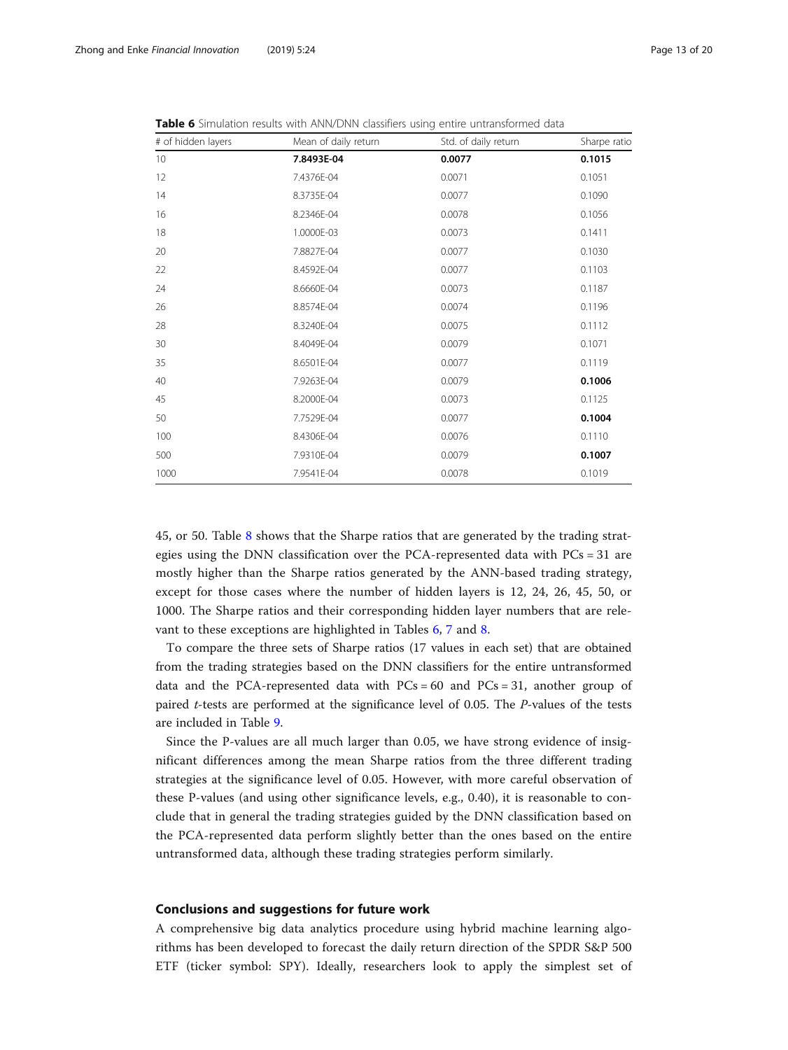**Table 6** Simulation results with ANN/DNN classifiers using entire untransformed data

| # of hidden layers | Mean of daily return | Std. of daily return | Sharpe ratio |
|---|---|---|---|
| 10 | **7.8493E-04** | **0.0077** | **0.1015** |
| 12 | 7.4376E-04 | 0.0071 | 0.1051 |
| 14 | 8.3735E-04 | 0.0077 | 0.1090 |
| 16 | 8.2346E-04 | 0.0078 | 0.1056 |
| 18 | 1.0000E-03 | 0.0073 | 0.1411 |
| 20 | 7.8827E-04 | 0.0077 | 0.1030 |
| 22 | 8.4592E-04 | 0.0077 | 0.1103 |
| 24 | 8.6660E-04 | 0.0073 | 0.1187 |
| 26 | 8.8574E-04 | 0.0074 | 0.1196 |
| 28 | 8.3240E-04 | 0.0075 | 0.1112 |
| 30 | 8.4049E-04 | 0.0079 | 0.1071 |
| 35 | 8.6501E-04 | 0.0077 | 0.1119 |
| 40 | 7.9263E-04 | 0.0079 | **0.1006** |
| 45 | 8.2000E-04 | 0.0073 | 0.1125 |
| 50 | 7.7529E-04 | 0.0077 | **0.1004** |
| 100 | 8.4306E-04 | 0.0076 | 0.1110 |
| 500 | 7.9310E-04 | 0.0079 | **0.1007** |
| 1000 | 7.9541E-04 | 0.0078 | 0.1019 |

45, or 50. Table 8 shows that the Sharpe ratios that are generated by the trading strategies using the DNN classification over the PCA-represented data with PCs = 31 are mostly higher than the Sharpe ratios generated by the ANN-based trading strategy, except for those cases where the number of hidden layers is 12, 24, 26, 45, 50, or 1000. The Sharpe ratios and their corresponding hidden layer numbers that are relevant to these exceptions are highlighted in Tables 6, 7 and 8.

To compare the three sets of Sharpe ratios (17 values in each set) that are obtained from the trading strategies based on the DNN classifiers for the entire untransformed data and the PCA-represented data with PCs = 60 and PCs = 31, another group of paired *t*-tests are performed at the significance level of 0.05. The *P*-values of the tests are included in Table 9.

Since the P-values are all much larger than 0.05, we have strong evidence of insignificant differences among the mean Sharpe ratios from the three different trading strategies at the significance level of 0.05. However, with more careful observation of these P-values (and using other significance levels, e.g., 0.40), it is reasonable to conclude that in general the trading strategies guided by the DNN classification based on the PCA-represented data perform slightly better than the ones based on the entire untransformed data, although these trading strategies perform similarly.

## Conclusions and suggestions for future work

A comprehensive big data analytics procedure using hybrid machine learning algorithms has been developed to forecast the daily return direction of the SPDR S&P 500 ETF (ticker symbol: SPY). Ideally, researchers look to apply the simplest set of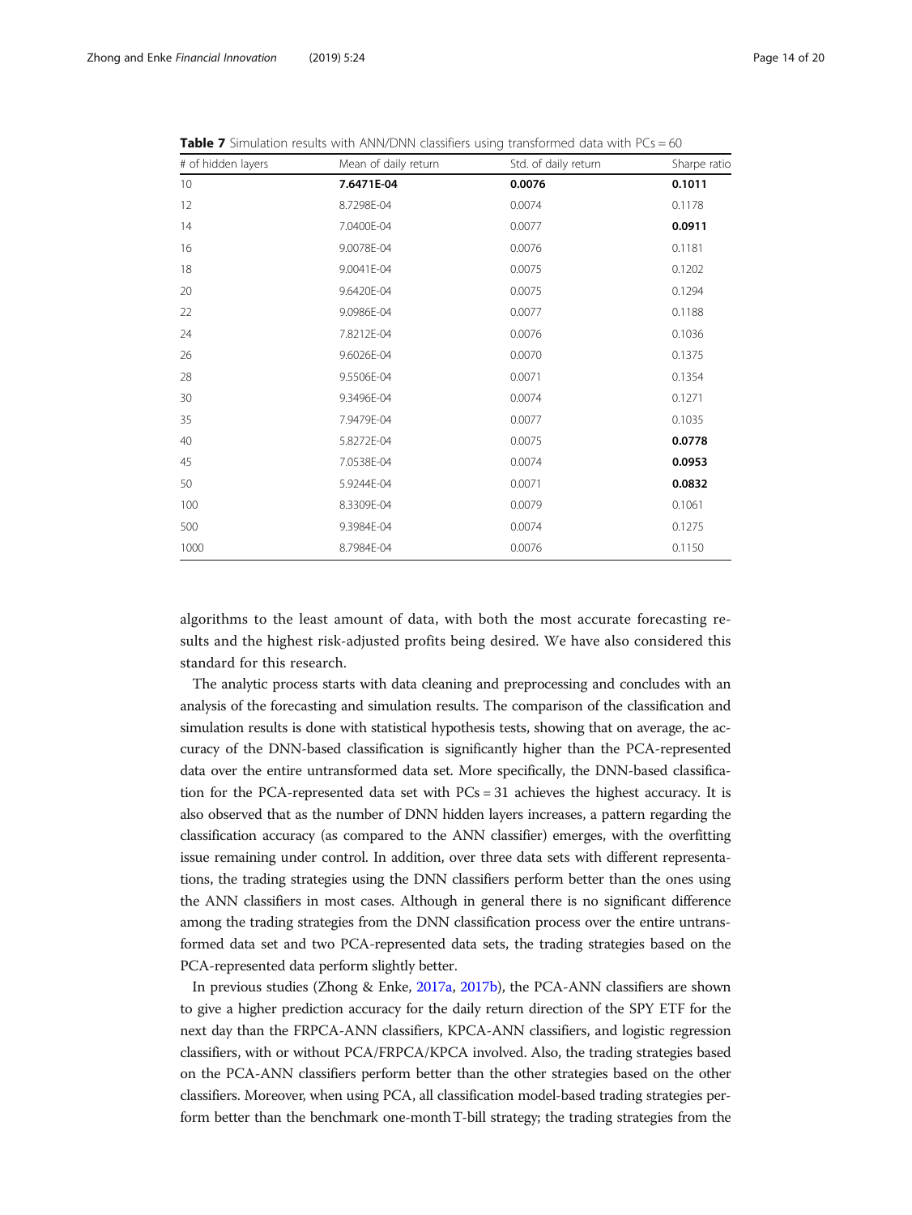**Table 7** Simulation results with ANN/DNN classifiers using transformed data with PCs = 60

| # of hidden layers | Mean of daily return | Std. of daily return | Sharpe ratio |
|---|---|---|---|
| 10 | **7.6471E-04** | **0.0076** | **0.1011** |
| 12 | 8.7298E-04 | 0.0074 | 0.1178 |
| 14 | 7.0400E-04 | 0.0077 | **0.0911** |
| 16 | 9.0078E-04 | 0.0076 | 0.1181 |
| 18 | 9.0041E-04 | 0.0075 | 0.1202 |
| 20 | 9.6420E-04 | 0.0075 | 0.1294 |
| 22 | 9.0986E-04 | 0.0077 | 0.1188 |
| 24 | 7.8212E-04 | 0.0076 | 0.1036 |
| 26 | 9.6026E-04 | 0.0070 | 0.1375 |
| 28 | 9.5506E-04 | 0.0071 | 0.1354 |
| 30 | 9.3496E-04 | 0.0074 | 0.1271 |
| 35 | 7.9479E-04 | 0.0077 | 0.1035 |
| 40 | 5.8272E-04 | 0.0075 | **0.0778** |
| 45 | 7.0538E-04 | 0.0074 | **0.0953** |
| 50 | 5.9244E-04 | 0.0071 | **0.0832** |
| 100 | 8.3309E-04 | 0.0079 | 0.1061 |
| 500 | 9.3984E-04 | 0.0074 | 0.1275 |
| 1000 | 8.7984E-04 | 0.0076 | 0.1150 |

algorithms to the least amount of data, with both the most accurate forecasting results and the highest risk-adjusted profits being desired. We have also considered this standard for this research.

The analytic process starts with data cleaning and preprocessing and concludes with an analysis of the forecasting and simulation results. The comparison of the classification and simulation results is done with statistical hypothesis tests, showing that on average, the accuracy of the DNN-based classification is significantly higher than the PCA-represented data over the entire untransformed data set. More specifically, the DNN-based classification for the PCA-represented data set with PCs = 31 achieves the highest accuracy. It is also observed that as the number of DNN hidden layers increases, a pattern regarding the classification accuracy (as compared to the ANN classifier) emerges, with the overfitting issue remaining under control. In addition, over three data sets with different representations, the trading strategies using the DNN classifiers perform better than the ones using the ANN classifiers in most cases. Although in general there is no significant difference among the trading strategies from the DNN classification process over the entire untransformed data set and two PCA-represented data sets, the trading strategies based on the PCA-represented data perform slightly better.

In previous studies (Zhong & Enke, 2017a, 2017b), the PCA-ANN classifiers are shown to give a higher prediction accuracy for the daily return direction of the SPY ETF for the next day than the FRPCA-ANN classifiers, KPCA-ANN classifiers, and logistic regression classifiers, with or without PCA/FRPCA/KPCA involved. Also, the trading strategies based on the PCA-ANN classifiers perform better than the other strategies based on the other classifiers. Moreover, when using PCA, all classification model-based trading strategies perform better than the benchmark one-month T-bill strategy; the trading strategies from the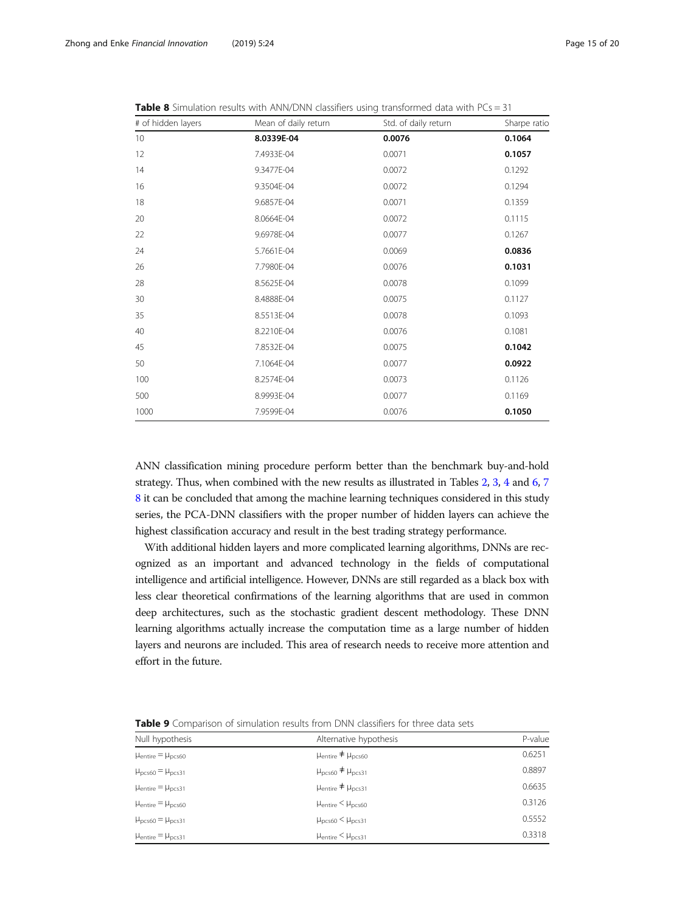**Table 8** Simulation results with ANN/DNN classifiers using transformed data with PCs = 31

| # of hidden layers | Mean of daily return | Std. of daily return | Sharpe ratio |
|---|---|---|---|
| 10 | **8.0339E-04** | **0.0076** | **0.1064** |
| 12 | 7.4933E-04 | 0.0071 | **0.1057** |
| 14 | 9.3477E-04 | 0.0072 | 0.1292 |
| 16 | 9.3504E-04 | 0.0072 | 0.1294 |
| 18 | 9.6857E-04 | 0.0071 | 0.1359 |
| 20 | 8.0664E-04 | 0.0072 | 0.1115 |
| 22 | 9.6978E-04 | 0.0077 | 0.1267 |
| 24 | 5.7661E-04 | 0.0069 | **0.0836** |
| 26 | 7.7980E-04 | 0.0076 | **0.1031** |
| 28 | 8.5625E-04 | 0.0078 | 0.1099 |
| 30 | 8.4888E-04 | 0.0075 | 0.1127 |
| 35 | 8.5513E-04 | 0.0078 | 0.1093 |
| 40 | 8.2210E-04 | 0.0076 | 0.1081 |
| 45 | 7.8532E-04 | 0.0075 | **0.1042** |
| 50 | 7.1064E-04 | 0.0077 | **0.0922** |
| 100 | 8.2574E-04 | 0.0073 | 0.1126 |
| 500 | 8.9993E-04 | 0.0077 | 0.1169 |
| 1000 | 7.9599E-04 | 0.0076 | **0.1050** |

ANN classification mining procedure perform better than the benchmark buy-and-hold strategy. Thus, when combined with the new results as illustrated in Tables 2, 3, 4 and 6, 7 8 it can be concluded that among the machine learning techniques considered in this study series, the PCA-DNN classifiers with the proper number of hidden layers can achieve the highest classification accuracy and result in the best trading strategy performance.

With additional hidden layers and more complicated learning algorithms, DNNs are recognized as an important and advanced technology in the fields of computational intelligence and artificial intelligence. However, DNNs are still regarded as a black box with less clear theoretical confirmations of the learning algorithms that are used in common deep architectures, such as the stochastic gradient descent methodology. These DNN learning algorithms actually increase the computation time as a large number of hidden layers and neurons are included. This area of research needs to receive more attention and effort in the future.

**Table 9** Comparison of simulation results from DNN classifiers for three data sets

| Null hypothesis | Alternative hypothesis | P-value |
|---|---|---|
| $\mu_{entire} = \mu_{pcs60}$ | $\mu_{entire} \neq \mu_{pcs60}$ | 0.6251 |
| $\mu_{pcs60} = \mu_{pcs31}$ | $\mu_{pcs60} \neq \mu_{pcs31}$ | 0.8897 |
| $\mu_{entire} = \mu_{pcs31}$ | $\mu_{entire} \neq \mu_{pcs31}$ | 0.6635 |
| $\mu_{entire} = \mu_{pcs60}$ | $\mu_{entire} < \mu_{pcs60}$ | 0.3126 |
| $\mu_{pcs60} = \mu_{pcs31}$ | $\mu_{pcs60} < \mu_{pcs31}$ | 0.5552 |
| $\mu_{entire} = \mu_{pcs31}$ | $\mu_{entire} < \mu_{pcs31}$ | 0.3318 |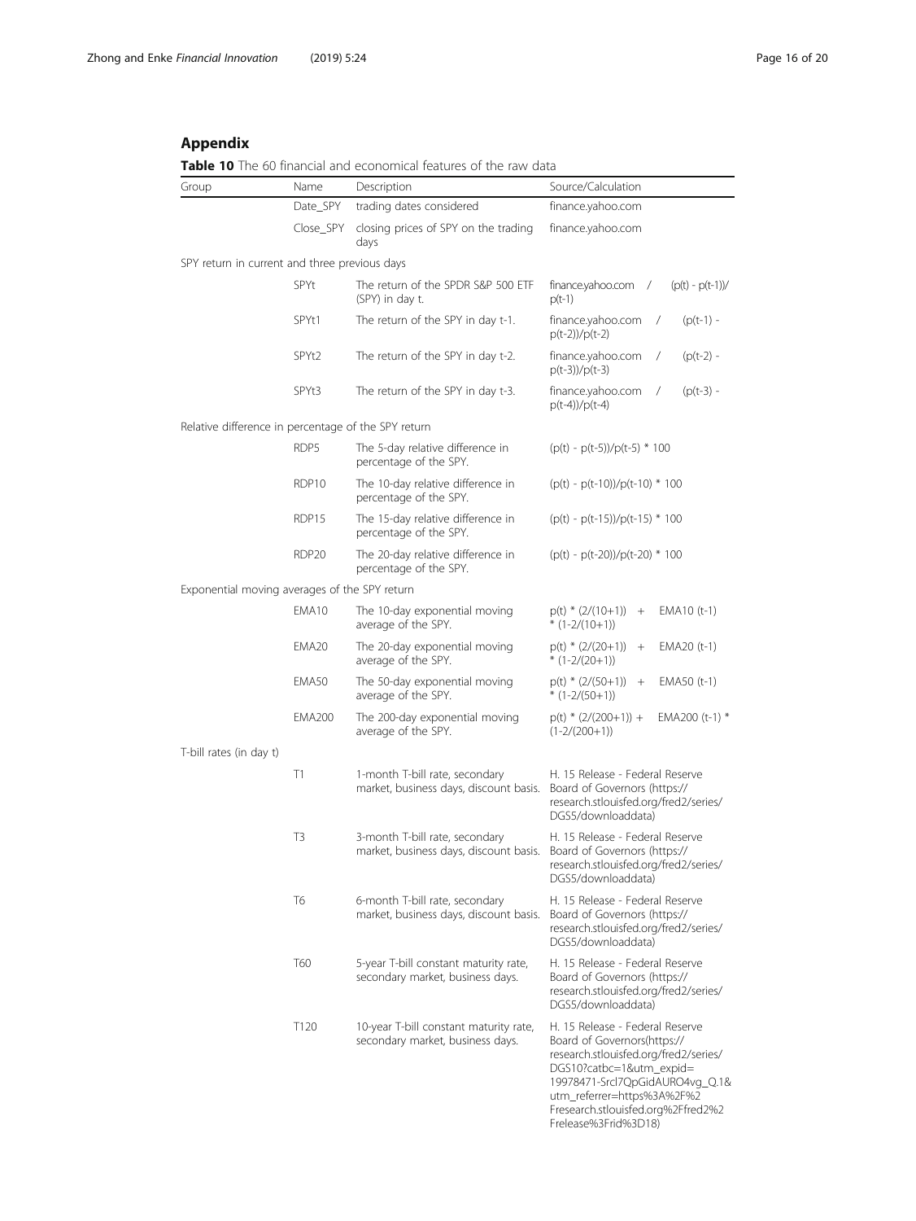## Appendix

**Table 10** The 60 financial and economical features of the raw data

| Group | Name | Description | Source/Calculation |
|---|---|---|---|
| | Date_SPY | trading dates considered | finance.yahoo.com |
| | Close_SPY | closing prices of SPY on the trading days | finance.yahoo.com |
| SPY return in current and three previous days | | | |
| | SPYt | The return of the SPDR S&P 500 ETF (SPY) in day t. | finance.yahoo.com / (p(t) - p(t-1))/ p(t-1) |
| | SPYt1 | The return of the SPY in day t-1. | finance.yahoo.com / (p(t-1) - p(t-2))/p(t-2) |
| | SPYt2 | The return of the SPY in day t-2. | finance.yahoo.com / (p(t-2) - p(t-3))/p(t-3) |
| | SPYt3 | The return of the SPY in day t-3. | finance.yahoo.com / (p(t-3) - p(t-4))/p(t-4) |
| Relative difference in percentage of the SPY return | | | |
| | RDP5 | The 5-day relative difference in percentage of the SPY. | (p(t) - p(t-5))/p(t-5) * 100 |
| | RDP10 | The 10-day relative difference in percentage of the SPY. | (p(t) - p(t-10))/p(t-10) * 100 |
| | RDP15 | The 15-day relative difference in percentage of the SPY. | (p(t) - p(t-15))/p(t-15) * 100 |
| | RDP20 | The 20-day relative difference in percentage of the SPY. | (p(t) - p(t-20))/p(t-20) * 100 |
| Exponential moving averages of the SPY return | | | |
| | EMA10 | The 10-day exponential moving average of the SPY. | p(t) * (2/(10+1)) + EMA10 (t-1) * (1-2/(10+1)) |
| | EMA20 | The 20-day exponential moving average of the SPY. | p(t) * (2/(20+1)) + EMA20 (t-1) * (1-2/(20+1)) |
| | EMA50 | The 50-day exponential moving average of the SPY. | p(t) * (2/(50+1)) + EMA50 (t-1) * (1-2/(50+1)) |
| | EMA200 | The 200-day exponential moving average of the SPY. | p(t) * (2/(200+1)) + EMA200 (t-1) * (1-2/(200+1)) |
| T-bill rates (in day t) | | | |
| | T1 | 1-month T-bill rate, secondary market, business days, discount basis. | H. 15 Release - Federal Reserve Board of Governors (https://research.stlouisfed.org/fred2/series/DGS5/downloaddata) |
| | T3 | 3-month T-bill rate, secondary market, business days, discount basis. | H. 15 Release - Federal Reserve Board of Governors (https://research.stlouisfed.org/fred2/series/DGS5/downloaddata) |
| | T6 | 6-month T-bill rate, secondary market, business days, discount basis. | H. 15 Release - Federal Reserve Board of Governors (https://research.stlouisfed.org/fred2/series/DGS5/downloaddata) |
| | T60 | 5-year T-bill constant maturity rate, secondary market, business days. | H. 15 Release - Federal Reserve Board of Governors (https://research.stlouisfed.org/fred2/series/DGS5/downloaddata) |
| | T120 | 10-year T-bill constant maturity rate, secondary market, business days. | H. 15 Release - Federal Reserve Board of Governors(https://research.stlouisfed.org/fred2/series/DGS10?catbc=1&utm_expid=19978471-Srcl7QpGidAURO4vg_Q.1&utm_referrer=https%3A%2F%2Fresearch.stlouisfed.org%2Ffred2%2Frelease%3Frid%3D18) |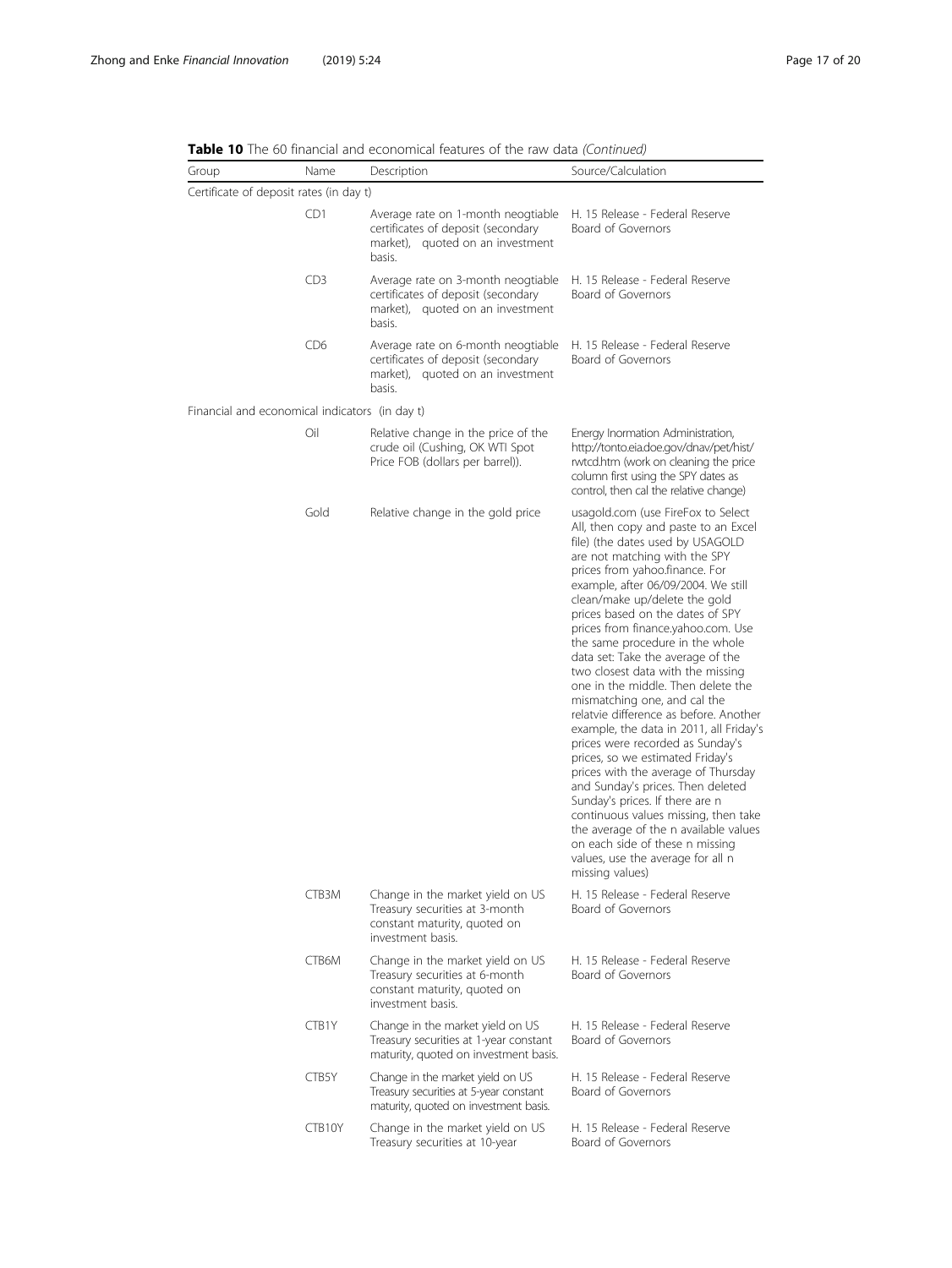**Table 10** The 60 financial and economical features of the raw data *(Continued)*

| Group | Name | Description | Source/Calculation |
|---|---|---|---|
| Certificate of deposit rates (in day t) | | | |
| | CD1 | Average rate on 1-month neogtiable certificates of deposit (secondary market), quoted on an investment basis. | H. 15 Release - Federal Reserve Board of Governors |
| | CD3 | Average rate on 3-month neogtiable certificates of deposit (secondary market), quoted on an investment basis. | H. 15 Release - Federal Reserve Board of Governors |
| | CD6 | Average rate on 6-month neogtiable certificates of deposit (secondary market), quoted on an investment basis. | H. 15 Release - Federal Reserve Board of Governors |
| Financial and economical indicators (in day t) | | | |
| | Oil | Relative change in the price of the crude oil (Cushing, OK WTI Spot Price FOB (dollars per barrel)). | Energy Inormation Administration, http://tonto.eia.doe.gov/dnav/pet/hist/rwtcd.htm (work on cleaning the price column first using the SPY dates as control, then cal the relative change) |
| | Gold | Relative change in the gold price | usagold.com (use FireFox to Select All, then copy and paste to an Excel file) (the dates used by USAGOLD are not matching with the SPY prices from yahoo.finance. For example, after 06/09/2004. We still clean/make up/delete the gold prices based on the dates of SPY prices from finance.yahoo.com. Use the same procedure in the whole data set: Take the average of the two closest data with the missing one in the middle. Then delete the mismatching one, and cal the relatvie difference as before. Another example, the data in 2011, all Friday's prices were recorded as Sunday's prices, so we estimated Friday's prices with the average of Thursday and Sunday's prices. Then deleted Sunday's prices. If there are n continuous values missing, then take the average of the n available values on each side of these n missing values, use the average for all n missing values) |
| | CTB3M | Change in the market yield on US Treasury securities at 3-month constant maturity, quoted on investment basis. | H. 15 Release - Federal Reserve Board of Governors |
| | CTB6M | Change in the market yield on US Treasury securities at 6-month constant maturity, quoted on investment basis. | H. 15 Release - Federal Reserve Board of Governors |
| | CTB1Y | Change in the market yield on US Treasury securities at 1-year constant maturity, quoted on investment basis. | H. 15 Release - Federal Reserve Board of Governors |
| | CTB5Y | Change in the market yield on US Treasury securities at 5-year constant maturity, quoted on investment basis. | H. 15 Release - Federal Reserve Board of Governors |
| | CTB10Y | Change in the market yield on US Treasury securities at 10-year | H. 15 Release - Federal Reserve Board of Governors |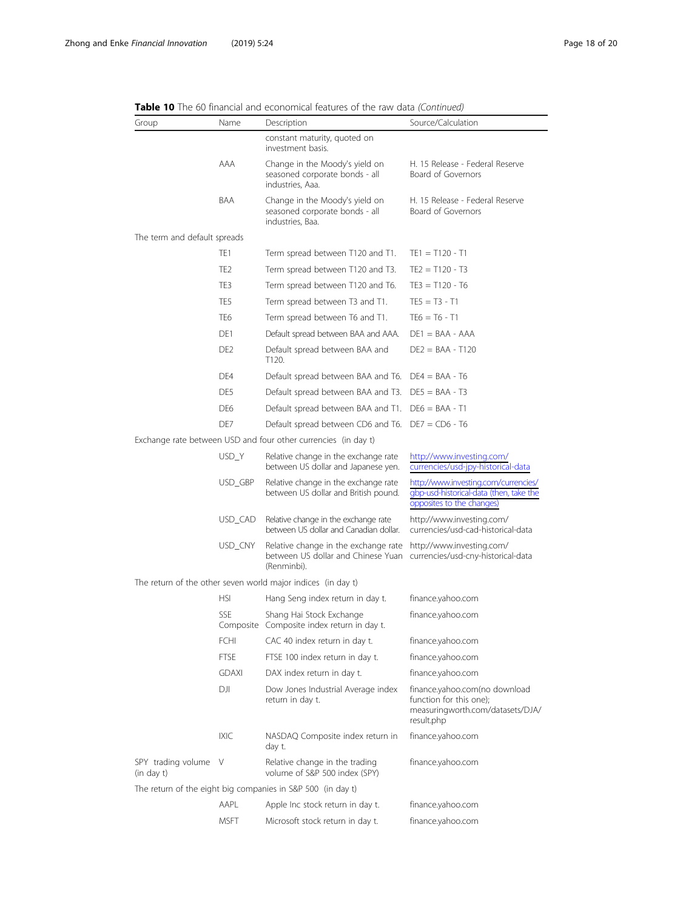**Table 10** The 60 financial and economical features of the raw data *(Continued)*

| Group | Name | Description | Source/Calculation |
| --- | --- | --- | --- |
| | | constant maturity, quoted on investment basis. | |
| | AAA | Change in the Moody's yield on seasoned corporate bonds - all industries, Aaa. | H. 15 Release - Federal Reserve Board of Governors |
| | BAA | Change in the Moody's yield on seasoned corporate bonds - all industries, Baa. | H. 15 Release - Federal Reserve Board of Governors |
| The term and default spreads | | | |
| | TE1 | Term spread between T120 and T1. | TE1 = T120 - T1 |
| | TE2 | Term spread between T120 and T3. | TE2 = T120 - T3 |
| | TE3 | Term spread between T120 and T6. | TE3 = T120 - T6 |
| | TE5 | Term spread between T3 and T1. | TE5 = T3 - T1 |
| | TE6 | Term spread between T6 and T1. | TE6 = T6 - T1 |
| | DE1 | Default spread between BAA and AAA. | DE1 = BAA - AAA |
| | DE2 | Default spread between BAA and T120. | DE2 = BAA - T120 |
| | DE4 | Default spread between BAA and T6. | DE4 = BAA - T6 |
| | DE5 | Default spread between BAA and T3. | DE5 = BAA - T3 |
| | DE6 | Default spread between BAA and T1. | DE6 = BAA - T1 |
| | DE7 | Default spread between CD6 and T6. | DE7 = CD6 - T6 |
| Exchange rate between USD and four other currencies (in day t) | | | |
| | USD_Y | Relative change in the exchange rate between US dollar and Japanese yen. | http://www.investing.com/currencies/usd-jpy-historical-data |
| | USD_GBP | Relative change in the exchange rate between US dollar and British pound. | http://www.investing.com/currencies/gbp-usd-historical-data (then, take the opposites to the changes) |
| | USD_CAD | Relative change in the exchange rate between US dollar and Canadian dollar. | http://www.investing.com/currencies/usd-cad-historical-data |
| | USD_CNY | Relative change in the exchange rate between US dollar and Chinese Yuan (Renminbi). | http://www.investing.com/currencies/usd-cny-historical-data |
| The return of the other seven world major indices (in day t) | | | |
| | HSI | Hang Seng index return in day t. | finance.yahoo.com |
| | SSE Composite | Shang Hai Stock Exchange Composite index return in day t. | finance.yahoo.com |
| | FCHI | CAC 40 index return in day t. | finance.yahoo.com |
| | FTSE | FTSE 100 index return in day t. | finance.yahoo.com |
| | GDAXI | DAX index return in day t. | finance.yahoo.com |
| | DJI | Dow Jones Industrial Average index return in day t. | finance.yahoo.com(no download function for this one); measuringworth.com/datasets/DJA/result.php |
| | IXIC | NASDAQ Composite index return in day t. | finance.yahoo.com |
| SPY trading volume (in day t) | V | Relative change in the trading volume of S&P 500 index (SPY) | finance.yahoo.com |
| The return of the eight big companies in S&P 500 (in day t) | | | |
| | AAPL | Apple Inc stock return in day t. | finance.yahoo.com |
| | MSFT | Microsoft stock return in day t. | finance.yahoo.com |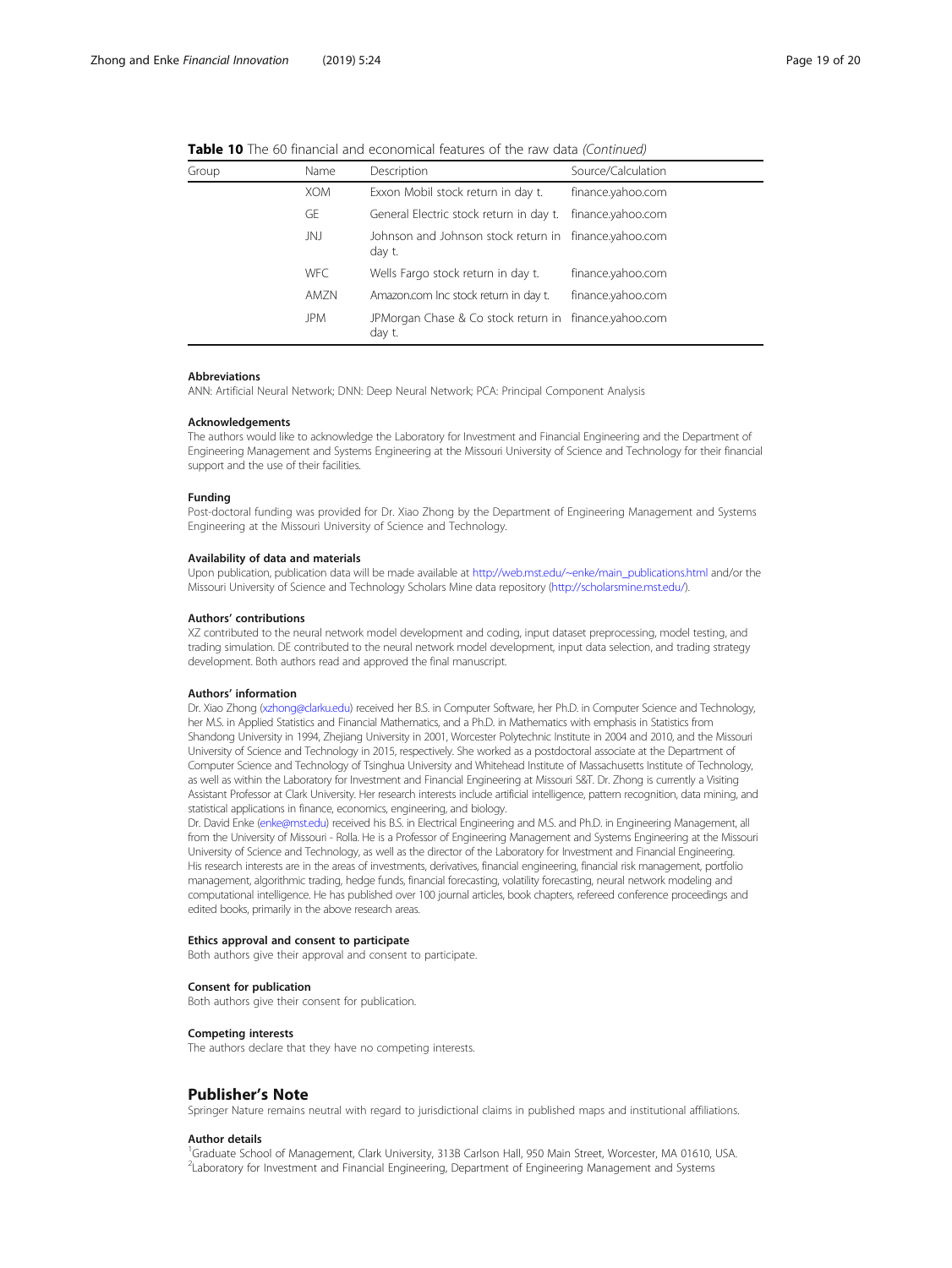**Table 10** The 60 financial and economical features of the raw data *(Continued)*

| Group | Name | Description | Source/Calculation |
| --- | --- | --- | --- |
| | XOM | Exxon Mobil stock return in day t. | finance.yahoo.com |
| | GE | General Electric stock return in day t. | finance.yahoo.com |
| | JNJ | Johnson and Johnson stock return in day t. | finance.yahoo.com |
| | WFC | Wells Fargo stock return in day t. | finance.yahoo.com |
| | AMZN | Amazon.com Inc stock return in day t. | finance.yahoo.com |
| | JPM | JPMorgan Chase & Co stock return in day t. | finance.yahoo.com |

### Abbreviations

ANN: Artificial Neural Network; DNN: Deep Neural Network; PCA: Principal Component Analysis

### Acknowledgements

The authors would like to acknowledge the Laboratory for Investment and Financial Engineering and the Department of Engineering Management and Systems Engineering at the Missouri University of Science and Technology for their financial support and the use of their facilities.

### Funding

Post-doctoral funding was provided for Dr. Xiao Zhong by the Department of Engineering Management and Systems Engineering at the Missouri University of Science and Technology.

### Availability of data and materials

Upon publication, publication data will be made available at http://web.mst.edu/~enke/main_publications.html and/or the Missouri University of Science and Technology Scholars Mine data repository (http://scholarsmine.mst.edu/).

### Authors' contributions

XZ contributed to the neural network model development and coding, input dataset preprocessing, model testing, and trading simulation. DE contributed to the neural network model development, input data selection, and trading strategy development. Both authors read and approved the final manuscript.

### Authors' information

Dr. Xiao Zhong (xzhong@clarku.edu) received her B.S. in Computer Software, her Ph.D. in Computer Science and Technology, her M.S. in Applied Statistics and Financial Mathematics, and a Ph.D. in Mathematics with emphasis in Statistics from Shandong University in 1994, Zhejiang University in 2001, Worcester Polytechnic Institute in 2004 and 2010, and the Missouri University of Science and Technology in 2015, respectively. She worked as a postdoctoral associate at the Department of Computer Science and Technology of Tsinghua University and Whitehead Institute of Massachusetts Institute of Technology, as well as within the Laboratory for Investment and Financial Engineering at Missouri S&T. Dr. Zhong is currently a Visiting Assistant Professor at Clark University. Her research interests include artificial intelligence, pattern recognition, data mining, and statistical applications in finance, economics, engineering, and biology.

Dr. David Enke (enke@mst.edu) received his B.S. in Electrical Engineering and M.S. and Ph.D. in Engineering Management, all from the University of Missouri - Rolla. He is a Professor of Engineering Management and Systems Engineering at the Missouri University of Science and Technology, as well as the director of the Laboratory for Investment and Financial Engineering. His research interests are in the areas of investments, derivatives, financial engineering, financial risk management, portfolio management, algorithmic trading, hedge funds, financial forecasting, volatility forecasting, neural network modeling and computational intelligence. He has published over 100 journal articles, book chapters, refereed conference proceedings and edited books, primarily in the above research areas.

### Ethics approval and consent to participate

Both authors give their approval and consent to participate.

### Consent for publication

Both authors give their consent for publication.

### Competing interests

The authors declare that they have no competing interests.

## Publisher's Note

Springer Nature remains neutral with regard to jurisdictional claims in published maps and institutional affiliations.

### Author details

[1]Graduate School of Management, Clark University, 313B Carlson Hall, 950 Main Street, Worcester, MA 01610, USA. [2]Laboratory for Investment and Financial Engineering, Department of Engineering Management and Systems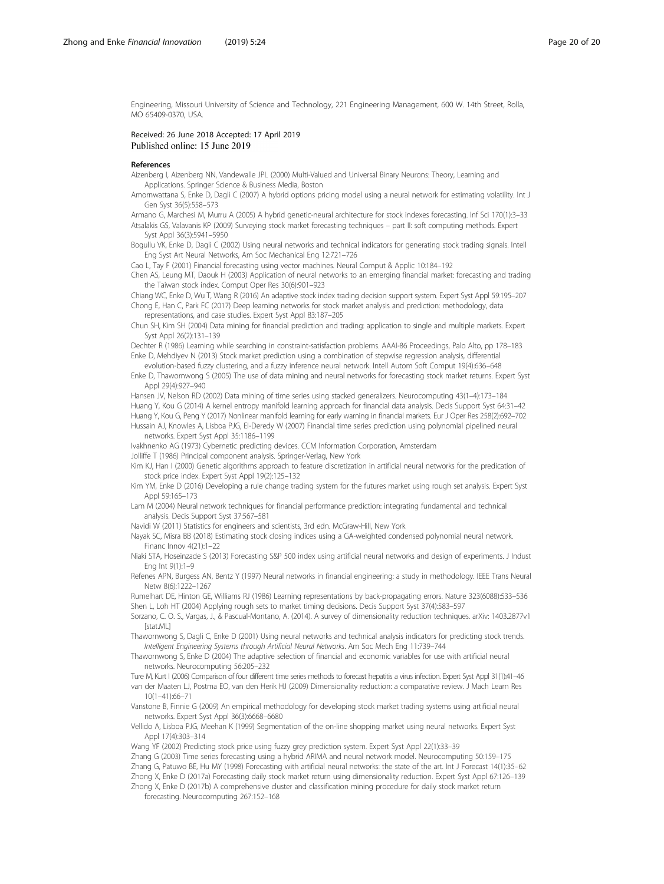Engineering, Missouri University of Science and Technology, 221 Engineering Management, 600 W. 14th Street, Rolla, MO 65409-0370, USA.

Received: 26 June 2018 Accepted: 17 April 2019
Published online: 15 June 2019

## References

Aizenberg I, Aizenberg NN, Vandewalle JPL (2000) Multi-Valued and Universal Binary Neurons: Theory, Learning and Applications. Springer Science & Business Media, Boston

Amornwattana S, Enke D, Dagli C (2007) A hybrid options pricing model using a neural network for estimating volatility. Int J Gen Syst 36(5):558–573

Armano G, Marchesi M, Murru A (2005) A hybrid genetic-neural architecture for stock indexes forecasting. Inf Sci 170(1):3–33

Atsalakis GS, Valavanis KP (2009) Surveying stock market forecasting techniques – part II: soft computing methods. Expert Syst Appl 36(3):5941–5950

Bogullu VK, Enke D, Dagli C (2002) Using neural networks and technical indicators for generating stock trading signals. Intell Eng Syst Art Neural Networks, Am Soc Mechanical Eng 12:721–726

Cao L, Tay F (2001) Financial forecasting using vector machines. Neural Comput & Applic 10:184–192

Chen AS, Leung MT, Daouk H (2003) Application of neural networks to an emerging financial market: forecasting and trading the Taiwan stock index. Comput Oper Res 30(6):901–923

Chiang WC, Enke D, Wu T, Wang R (2016) An adaptive stock index trading decision support system. Expert Syst Appl 59:195–207

Chong E, Han C, Park FC (2017) Deep learning networks for stock market analysis and prediction: methodology, data representations, and case studies. Expert Syst Appl 83:187–205

Chun SH, Kim SH (2004) Data mining for financial prediction and trading: application to single and multiple markets. Expert Syst Appl 26(2):131–139

Dechter R (1986) Learning while searching in constraint-satisfaction problems. AAAI-86 Proceedings, Palo Alto, pp 178–183

Enke D, Mehdiyev N (2013) Stock market prediction using a combination of stepwise regression analysis, differential evolution-based fuzzy clustering, and a fuzzy inference neural network. Intell Autom Soft Comput 19(4):636–648

Enke D, Thawornwong S (2005) The use of data mining and neural networks for forecasting stock market returns. Expert Syst Appl 29(4):927–940

Hansen JV, Nelson RD (2002) Data mining of time series using stacked generalizers. Neurocomputing 43(1–4):173–184

Huang Y, Kou G (2014) A kernel entropy manifold learning approach for financial data analysis. Decis Support Syst 64:31–42

Huang Y, Kou G, Peng Y (2017) Nonlinear manifold learning for early warning in financial markets. Eur J Oper Res 258(2):692–702

Hussain AJ, Knowles A, Lisboa PJG, El-Deredy W (2007) Financial time series prediction using polynomial pipelined neural networks. Expert Syst Appl 35:1186–1199

Ivakhnenko AG (1973) Cybernetic predicting devices. CCM Information Corporation, Amsterdam

Jolliffe T (1986) Principal component analysis. Springer-Verlag, New York

Kim KJ, Han I (2000) Genetic algorithms approach to feature discretization in artificial neural networks for the predication of stock price index. Expert Syst Appl 19(2):125–132

Kim YM, Enke D (2016) Developing a rule change trading system for the futures market using rough set analysis. Expert Syst Appl 59:165–173

Lam M (2004) Neural network techniques for financial performance prediction: integrating fundamental and technical analysis. Decis Support Syst 37:567–581

Navidi W (2011) Statistics for engineers and scientists, 3rd edn. McGraw-Hill, New York

Nayak SC, Misra BB (2018) Estimating stock closing indices using a GA-weighted condensed polynomial neural network. Financ Innov 4(21):1–22

Niaki STA, Hoseinzade S (2013) Forecasting S&P 500 index using artificial neural networks and design of experiments. J Indust Eng Int 9(1):1–9

Refenes APN, Burgess AN, Bentz Y (1997) Neural networks in financial engineering: a study in methodology. IEEE Trans Neural Netw 8(6):1222–1267

Rumelhart DE, Hinton GE, Williams RJ (1986) Learning representations by back-propagating errors. Nature 323(6088):533–536

Shen L, Loh HT (2004) Applying rough sets to market timing decisions. Decis Support Syst 37(4):583–597

Sorzano, C. O. S., Vargas, J., & Pascual-Montano, A. (2014). A survey of dimensionality reduction techniques. arXiv: 1403.2877v1 [stat.ML]

Thawornwong S, Dagli C, Enke D (2001) Using neural networks and technical analysis indicators for predicting stock trends. *Intelligent Engineering Systems through Artificial Neural Networks*. Am Soc Mech Eng 11:739–744

Thawornwong S, Enke D (2004) The adaptive selection of financial and economic variables for use with artificial neural networks. Neurocomputing 56:205–232

Ture M, Kurt I (2006) Comparison of four different time series methods to forecast hepatitis a virus infection. Expert Syst Appl 31(1):41–46

van der Maaten LJ, Postma EO, van den Herik HJ (2009) Dimensionality reduction: a comparative review. J Mach Learn Res 10(1–41):66–71

Vanstone B, Finnie G (2009) An empirical methodology for developing stock market trading systems using artificial neural networks. Expert Syst Appl 36(3):6668–6680

Vellido A, Lisboa PJG, Meehan K (1999) Segmentation of the on-line shopping market using neural networks. Expert Syst Appl 17(4):303–314

Wang YF (2002) Predicting stock price using fuzzy grey prediction system. Expert Syst Appl 22(1):33–39

Zhang G (2003) Time series forecasting using a hybrid ARIMA and neural network model. Neurocomputing 50:159–175

Zhang G, Patuwo BE, Hu MY (1998) Forecasting with artificial neural networks: the state of the art. Int J Forecast 14(1):35–62

Zhong X, Enke D (2017a) Forecasting daily stock market return using dimensionality reduction. Expert Syst Appl 67:126–139

Zhong X, Enke D (2017b) A comprehensive cluster and classification mining procedure for daily stock market return forecasting. Neurocomputing 267:152–168